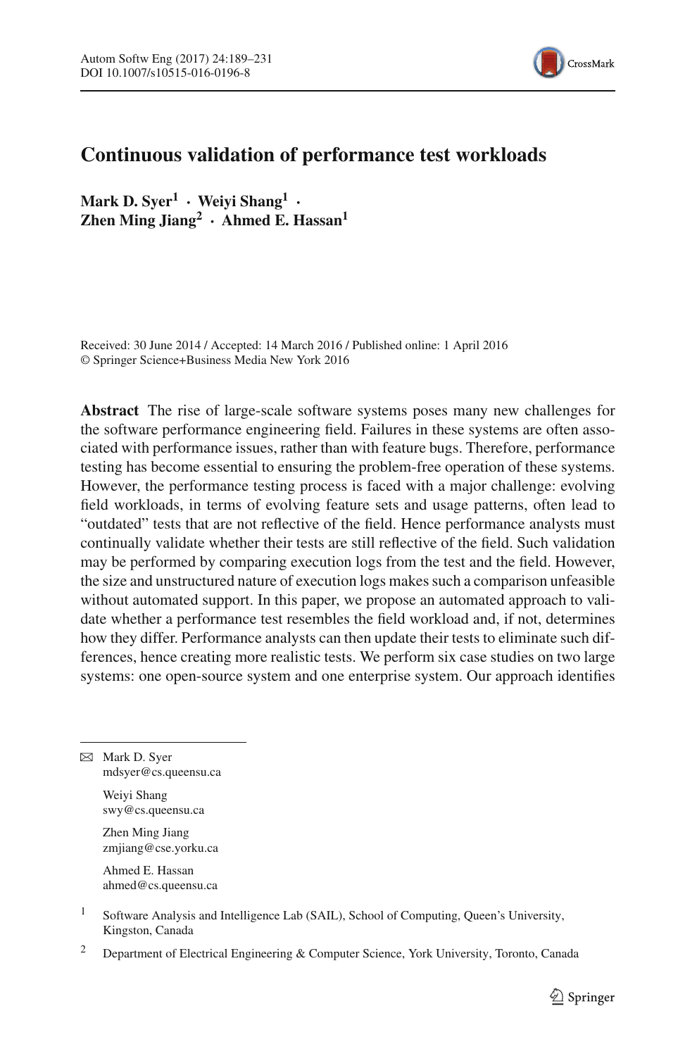# Continuous validation of performance test workloads

**Mark D. Syer[1] · Weiyi Shang[1] · Zhen Ming Jiang[2] · Ahmed E. Hassan[1]**

Received: 30 June 2014 / Accepted: 14 March 2016 / Published online: 1 April 2016
© Springer Science+Business Media New York 2016

**Abstract** The rise of large-scale software systems poses many new challenges for the software performance engineering field. Failures in these systems are often associated with performance issues, rather than with feature bugs. Therefore, performance testing has become essential to ensuring the problem-free operation of these systems. However, the performance testing process is faced with a major challenge: evolving field workloads, in terms of evolving feature sets and usage patterns, often lead to "outdated" tests that are not reflective of the field. Hence performance analysts must continually validate whether their tests are still reflective of the field. Such validation may be performed by comparing execution logs from the test and the field. However, the size and unstructured nature of execution logs makes such a comparison unfeasible without automated support. In this paper, we propose an automated approach to validate whether a performance test resembles the field workload and, if not, determines how they differ. Performance analysts can then update their tests to eliminate such differences, hence creating more realistic tests. We perform six case studies on two large systems: one open-source system and one enterprise system. Our approach identifies

---

✉ Mark D. Syer
mdsyer@cs.queensu.ca

Weiyi Shang
swy@cs.queensu.ca

Zhen Ming Jiang
zmjiang@cse.yorku.ca

Ahmed E. Hassan
ahmed@cs.queensu.ca

[1] Software Analysis and Intelligence Lab (SAIL), School of Computing, Queen's University, Kingston, Canada

[2] Department of Electrical Engineering & Computer Science, York University, Toronto, Canada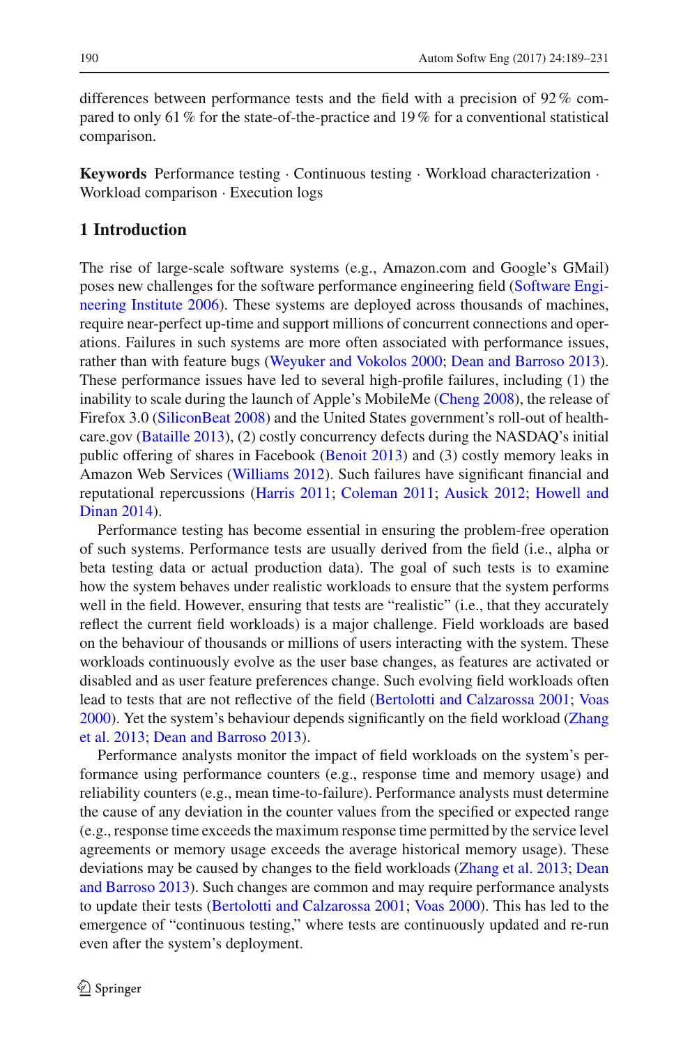differences between performance tests and the field with a precision of 92 % compared to only 61 % for the state-of-the-practice and 19 % for a conventional statistical comparison.

**Keywords** Performance testing · Continuous testing · Workload characterization · Workload comparison · Execution logs

## 1 Introduction

The rise of large-scale software systems (e.g., Amazon.com and Google's GMail) poses new challenges for the software performance engineering field (Software Engineering Institute 2006). These systems are deployed across thousands of machines, require near-perfect up-time and support millions of concurrent connections and operations. Failures in such systems are more often associated with performance issues, rather than with feature bugs (Weyuker and Vokolos 2000; Dean and Barroso 2013). These performance issues have led to several high-profile failures, including (1) the inability to scale during the launch of Apple's MobileMe (Cheng 2008), the release of Firefox 3.0 (SiliconBeat 2008) and the United States government's roll-out of healthcare.gov (Bataille 2013), (2) costly concurrency defects during the NASDAQ's initial public offering of shares in Facebook (Benoit 2013) and (3) costly memory leaks in Amazon Web Services (Williams 2012). Such failures have significant financial and reputational repercussions (Harris 2011; Coleman 2011; Ausick 2012; Howell and Dinan 2014).

Performance testing has become essential in ensuring the problem-free operation of such systems. Performance tests are usually derived from the field (i.e., alpha or beta testing data or actual production data). The goal of such tests is to examine how the system behaves under realistic workloads to ensure that the system performs well in the field. However, ensuring that tests are "realistic" (i.e., that they accurately reflect the current field workloads) is a major challenge. Field workloads are based on the behaviour of thousands or millions of users interacting with the system. These workloads continuously evolve as the user base changes, as features are activated or disabled and as user feature preferences change. Such evolving field workloads often lead to tests that are not reflective of the field (Bertolotti and Calzarossa 2001; Voas 2000). Yet the system's behaviour depends significantly on the field workload (Zhang et al. 2013; Dean and Barroso 2013).

Performance analysts monitor the impact of field workloads on the system's performance using performance counters (e.g., response time and memory usage) and reliability counters (e.g., mean time-to-failure). Performance analysts must determine the cause of any deviation in the counter values from the specified or expected range (e.g., response time exceeds the maximum response time permitted by the service level agreements or memory usage exceeds the average historical memory usage). These deviations may be caused by changes to the field workloads (Zhang et al. 2013; Dean and Barroso 2013). Such changes are common and may require performance analysts to update their tests (Bertolotti and Calzarossa 2001; Voas 2000). This has led to the emergence of "continuous testing," where tests are continuously updated and re-run even after the system's deployment.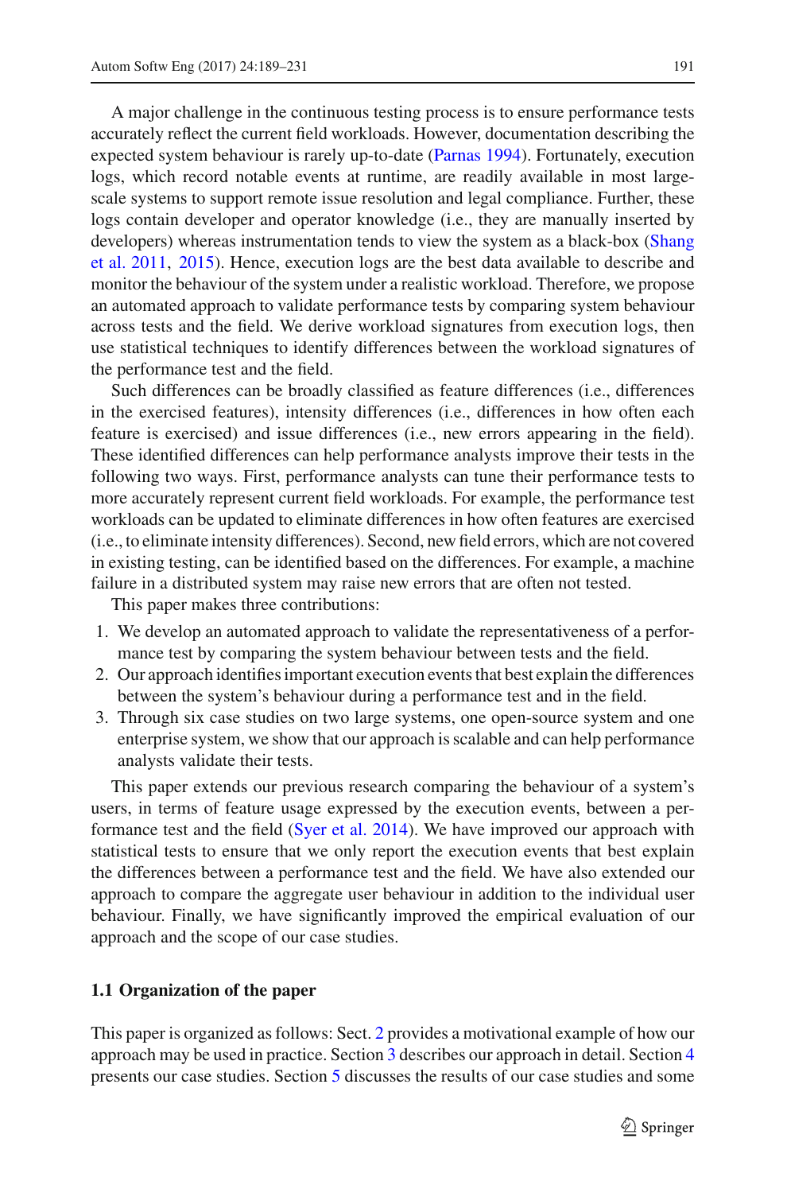A major challenge in the continuous testing process is to ensure performance tests accurately reflect the current field workloads. However, documentation describing the expected system behaviour is rarely up-to-date (Parnas 1994). Fortunately, execution logs, which record notable events at runtime, are readily available in most large-scale systems to support remote issue resolution and legal compliance. Further, these logs contain developer and operator knowledge (i.e., they are manually inserted by developers) whereas instrumentation tends to view the system as a black-box (Shang et al. 2011, 2015). Hence, execution logs are the best data available to describe and monitor the behaviour of the system under a realistic workload. Therefore, we propose an automated approach to validate performance tests by comparing system behaviour across tests and the field. We derive workload signatures from execution logs, then use statistical techniques to identify differences between the workload signatures of the performance test and the field.

Such differences can be broadly classified as feature differences (i.e., differences in the exercised features), intensity differences (i.e., differences in how often each feature is exercised) and issue differences (i.e., new errors appearing in the field). These identified differences can help performance analysts improve their tests in the following two ways. First, performance analysts can tune their performance tests to more accurately represent current field workloads. For example, the performance test workloads can be updated to eliminate differences in how often features are exercised (i.e., to eliminate intensity differences). Second, new field errors, which are not covered in existing testing, can be identified based on the differences. For example, a machine failure in a distributed system may raise new errors that are often not tested.

This paper makes three contributions:

1. We develop an automated approach to validate the representativeness of a performance test by comparing the system behaviour between tests and the field.
2. Our approach identifies important execution events that best explain the differences between the system's behaviour during a performance test and in the field.
3. Through six case studies on two large systems, one open-source system and one enterprise system, we show that our approach is scalable and can help performance analysts validate their tests.

This paper extends our previous research comparing the behaviour of a system's users, in terms of feature usage expressed by the execution events, between a performance test and the field (Syer et al. 2014). We have improved our approach with statistical tests to ensure that we only report the execution events that best explain the differences between a performance test and the field. We have also extended our approach to compare the aggregate user behaviour in addition to the individual user behaviour. Finally, we have significantly improved the empirical evaluation of our approach and the scope of our case studies.

### 1.1 Organization of the paper

This paper is organized as follows: Sect. 2 provides a motivational example of how our approach may be used in practice. Section 3 describes our approach in detail. Section 4 presents our case studies. Section 5 discusses the results of our case studies and some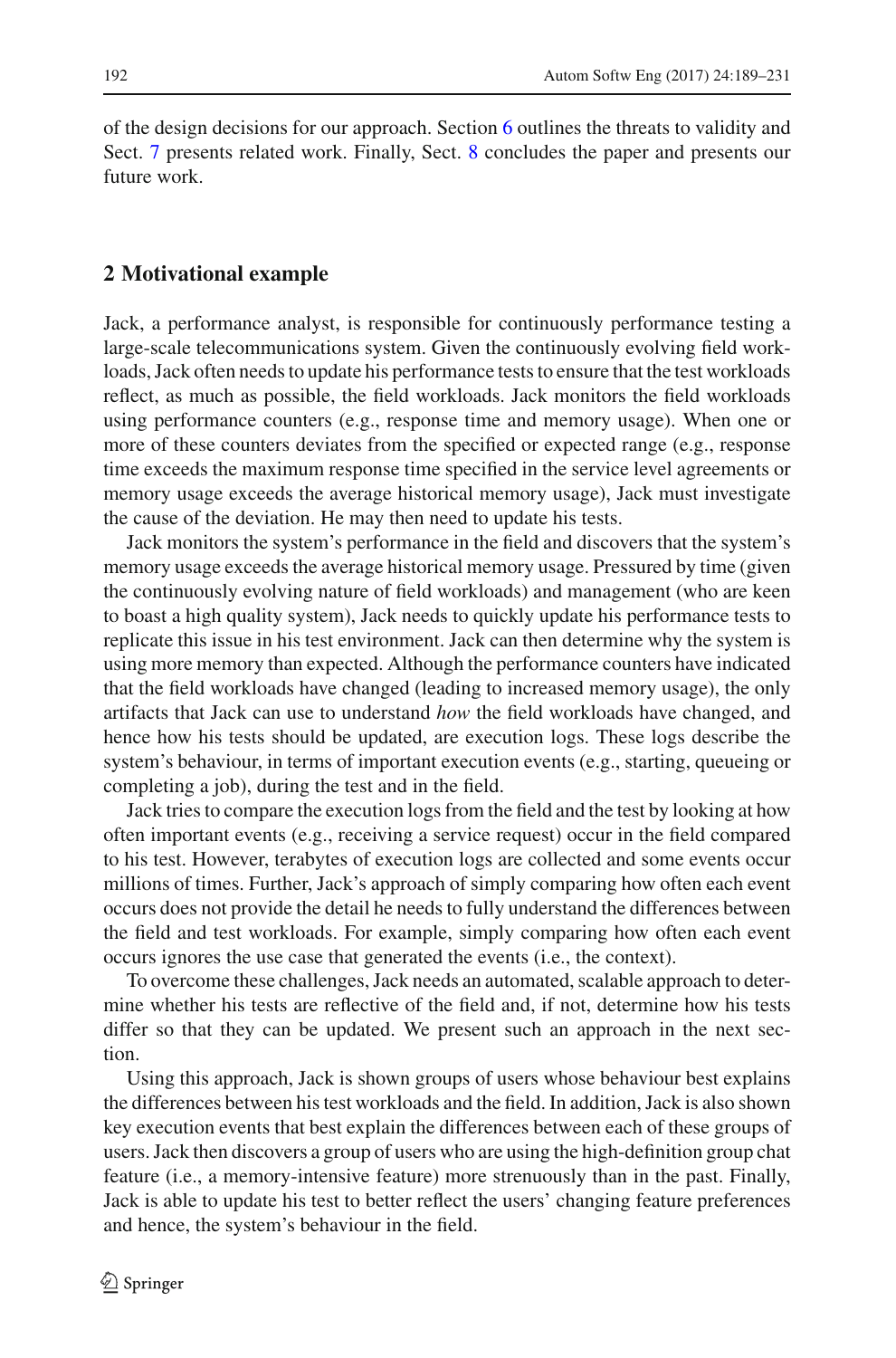of the design decisions for our approach. Section 6 outlines the threats to validity and Sect. 7 presents related work. Finally, Sect. 8 concludes the paper and presents our future work.

## 2 Motivational example

Jack, a performance analyst, is responsible for continuously performance testing a large-scale telecommunications system. Given the continuously evolving field workloads, Jack often needs to update his performance tests to ensure that the test workloads reflect, as much as possible, the field workloads. Jack monitors the field workloads using performance counters (e.g., response time and memory usage). When one or more of these counters deviates from the specified or expected range (e.g., response time exceeds the maximum response time specified in the service level agreements or memory usage exceeds the average historical memory usage), Jack must investigate the cause of the deviation. He may then need to update his tests.

Jack monitors the system's performance in the field and discovers that the system's memory usage exceeds the average historical memory usage. Pressured by time (given the continuously evolving nature of field workloads) and management (who are keen to boast a high quality system), Jack needs to quickly update his performance tests to replicate this issue in his test environment. Jack can then determine why the system is using more memory than expected. Although the performance counters have indicated that the field workloads have changed (leading to increased memory usage), the only artifacts that Jack can use to understand *how* the field workloads have changed, and hence how his tests should be updated, are execution logs. These logs describe the system's behaviour, in terms of important execution events (e.g., starting, queueing or completing a job), during the test and in the field.

Jack tries to compare the execution logs from the field and the test by looking at how often important events (e.g., receiving a service request) occur in the field compared to his test. However, terabytes of execution logs are collected and some events occur millions of times. Further, Jack's approach of simply comparing how often each event occurs does not provide the detail he needs to fully understand the differences between the field and test workloads. For example, simply comparing how often each event occurs ignores the use case that generated the events (i.e., the context).

To overcome these challenges, Jack needs an automated, scalable approach to determine whether his tests are reflective of the field and, if not, determine how his tests differ so that they can be updated. We present such an approach in the next section.

Using this approach, Jack is shown groups of users whose behaviour best explains the differences between his test workloads and the field. In addition, Jack is also shown key execution events that best explain the differences between each of these groups of users. Jack then discovers a group of users who are using the high-definition group chat feature (i.e., a memory-intensive feature) more strenuously than in the past. Finally, Jack is able to update his test to better reflect the users' changing feature preferences and hence, the system's behaviour in the field.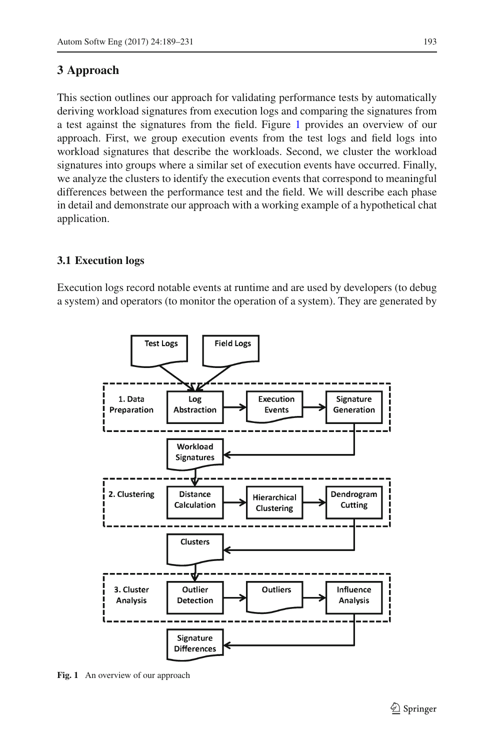## 3 Approach

This section outlines our approach for validating performance tests by automatically deriving workload signatures from execution logs and comparing the signatures from a test against the signatures from the field. Figure 1 provides an overview of our approach. First, we group execution events from the test logs and field logs into workload signatures that describe the workloads. Second, we cluster the workload signatures into groups where a similar set of execution events have occurred. Finally, we analyze the clusters to identify the execution events that correspond to meaningful differences between the performance test and the field. We will describe each phase in detail and demonstrate our approach with a working example of a hypothetical chat application.

### 3.1 Execution logs

Execution logs record notable events at runtime and are used by developers (to debug a system) and operators (to monitor the operation of a system). They are generated by

**Fig. 1** An overview of our approach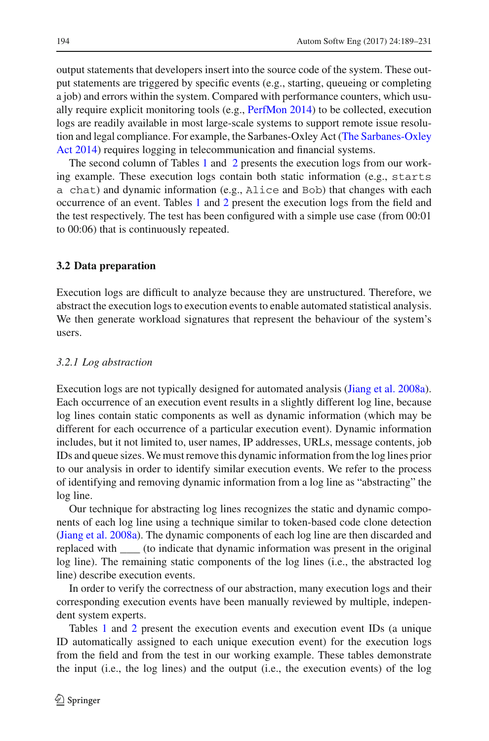output statements that developers insert into the source code of the system. These output statements are triggered by specific events (e.g., starting, queueing or completing a job) and errors within the system. Compared with performance counters, which usually require explicit monitoring tools (e.g., PerfMon 2014) to be collected, execution logs are readily available in most large-scale systems to support remote issue resolution and legal compliance. For example, the Sarbanes-Oxley Act (The Sarbanes-Oxley Act 2014) requires logging in telecommunication and financial systems.

The second column of Tables 1 and 2 presents the execution logs from our working example. These execution logs contain both static information (e.g., `starts a chat`) and dynamic information (e.g., `Alice` and `Bob`) that changes with each occurrence of an event. Tables 1 and 2 present the execution logs from the field and the test respectively. The test has been configured with a simple use case (from 00:01 to 00:06) that is continuously repeated.

### 3.2 Data preparation

Execution logs are difficult to analyze because they are unstructured. Therefore, we abstract the execution logs to execution events to enable automated statistical analysis. We then generate workload signatures that represent the behaviour of the system's users.

#### *3.2.1 Log abstraction*

Execution logs are not typically designed for automated analysis (Jiang et al. 2008a). Each occurrence of an execution event results in a slightly different log line, because log lines contain static components as well as dynamic information (which may be different for each occurrence of a particular execution event). Dynamic information includes, but it not limited to, user names, IP addresses, URLs, message contents, job IDs and queue sizes. We must remove this dynamic information from the log lines prior to our analysis in order to identify similar execution events. We refer to the process of identifying and removing dynamic information from a log line as "abstracting" the log line.

Our technique for abstracting log lines recognizes the static and dynamic components of each log line using a technique similar to token-based code clone detection (Jiang et al. 2008a). The dynamic components of each log line are then discarded and replaced with ____ (to indicate that dynamic information was present in the original log line). The remaining static components of the log lines (i.e., the abstracted log line) describe execution events.

In order to verify the correctness of our abstraction, many execution logs and their corresponding execution events have been manually reviewed by multiple, independent system experts.

Tables 1 and 2 present the execution events and execution event IDs (a unique ID automatically assigned to each unique execution event) for the execution logs from the field and from the test in our working example. These tables demonstrate the input (i.e., the log lines) and the output (i.e., the execution events) of the log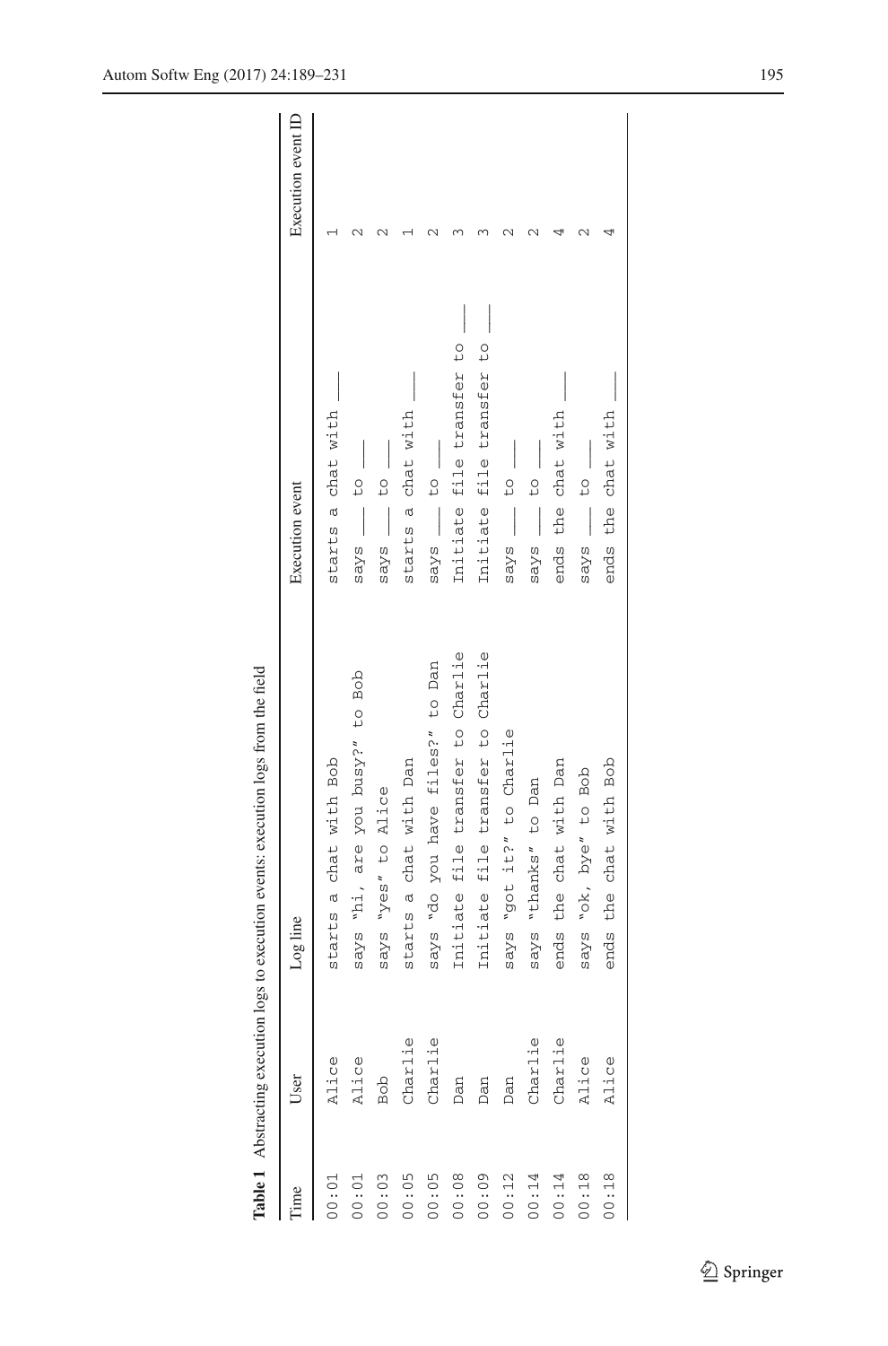**Table 1** Abstracting execution logs to execution events: execution logs from the field

| Time | User | Log line | Execution event | Execution event ID |
|---|---|---|---|---|
| 00:01 | Alice | starts a chat with Bob | starts a chat with ___ | 1 |
| 00:01 | Alice | says "hi, are you busy?" to Bob | says ___ to ___ | 2 |
| 00:03 | Bob | says "yes" to Alice | says ___ to ___ | 2 |
| 00:05 | Charlie | starts a chat with Dan | starts a chat with ___ | 1 |
| 00:05 | Charlie | says "do you have files?" to Dan | says ___ to ___ | 2 |
| 00:08 | Dan | Initiate file transfer to Charlie | Initiate file transfer to ___ | 3 |
| 00:09 | Dan | Initiate file transfer to Charlie | Initiate file transfer to ___ | 3 |
| 00:12 | Dan | says "got it?" to Charlie | says ___ to ___ | 2 |
| 00:14 | Charlie | says "thanks" to Dan | says ___ to ___ | 2 |
| 00:14 | Charlie | ends the chat with Dan | ends the chat with ___ | 4 |
| 00:18 | Alice | says "ok, bye" to Bob | says ___ to ___ | 2 |
| 00:18 | Alice | ends the chat with Bob | ends the chat with ___ | 4 |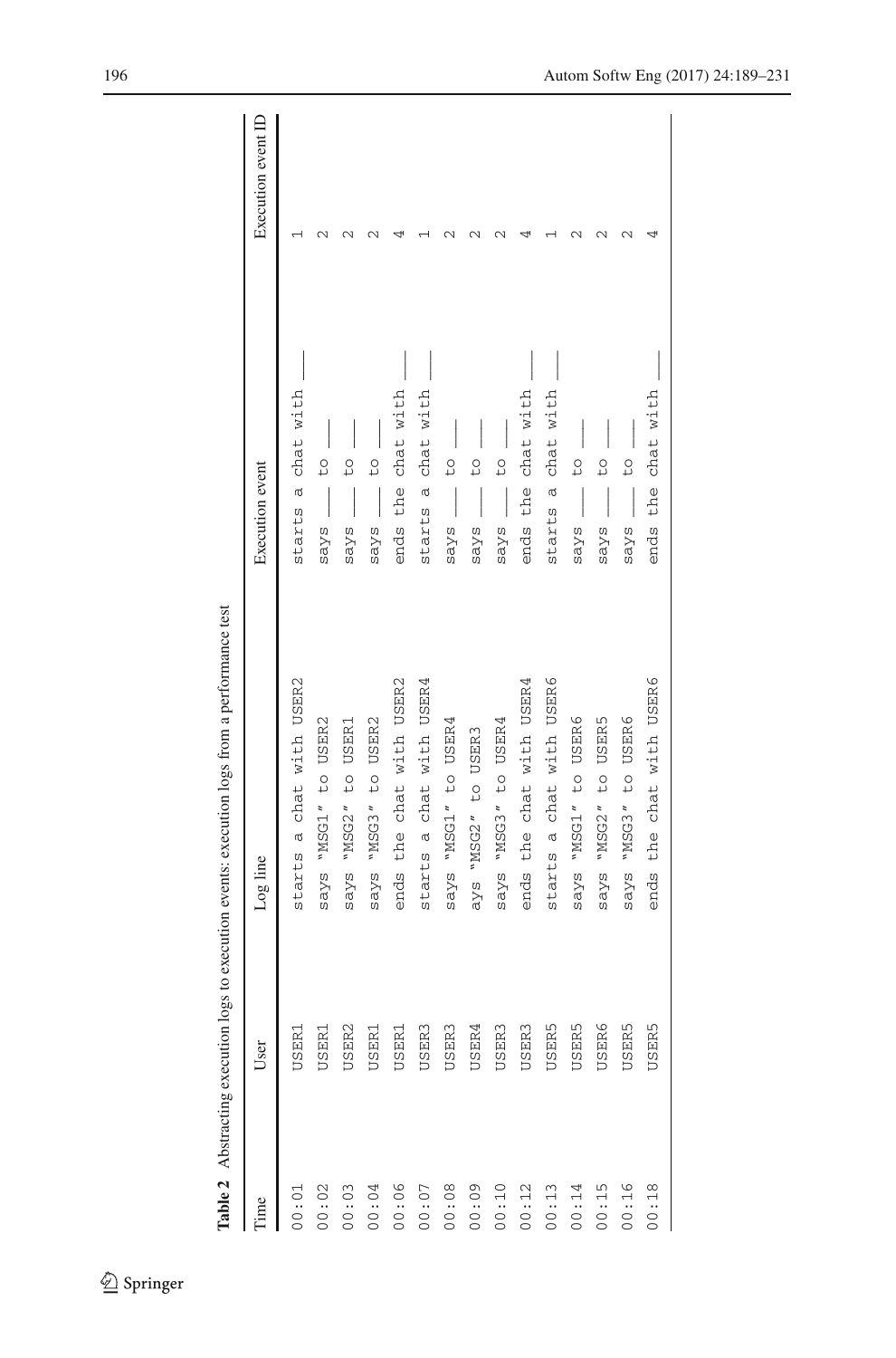**Table 2** Abstracting execution logs to execution events: execution logs from a performance test

| Time | User | Log line | Execution event | Execution event ID |
|---|---|---|---|---|
| 00:01 | USER1 | starts a chat with USER2 | starts a chat with ___ | 1 |
| 00:02 | USER1 | says "MSG1" to USER2 | says ___ to ___ | 2 |
| 00:03 | USER2 | says "MSG2" to USER1 | says ___ to ___ | 2 |
| 00:04 | USER1 | says "MSG3" to USER2 | says ___ to ___ | 2 |
| 00:06 | USER1 | ends the chat with USER2 | ends the chat with ___ | 4 |
| 00:07 | USER3 | starts a chat with USER4 | starts a chat with ___ | 1 |
| 00:08 | USER3 | says "MSG1" to USER4 | says ___ to ___ | 2 |
| 00:09 | USER4 | ays "MSG2" to USER3 | says ___ to ___ | 2 |
| 00:10 | USER3 | says "MSG3" to USER4 | says ___ to ___ | 2 |
| 00:12 | USER3 | ends the chat with USER4 | ends the chat with ___ | 4 |
| 00:13 | USER5 | starts a chat with USER6 | starts a chat with ___ | 1 |
| 00:14 | USER5 | says "MSG1" to USER6 | says ___ to ___ | 2 |
| 00:15 | USER6 | says "MSG2" to USER5 | says ___ to ___ | 2 |
| 00:16 | USER5 | says "MSG3" to USER6 | says ___ to ___ | 2 |
| 00:18 | USER5 | ends the chat with USER6 | ends the chat with ___ | 4 |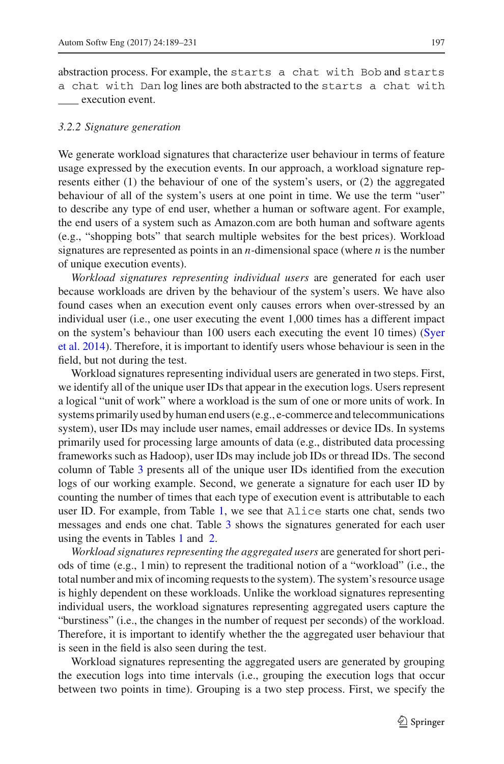abstraction process. For example, the `starts a chat with Bob` and `starts a chat with Dan` log lines are both abstracted to the `starts a chat with ____` execution event.

### 3.2.2 Signature generation

We generate workload signatures that characterize user behaviour in terms of feature usage expressed by the execution events. In our approach, a workload signature represents either (1) the behaviour of one of the system's users, or (2) the aggregated behaviour of all of the system's users at one point in time. We use the term "user" to describe any type of end user, whether a human or software agent. For example, the end users of a system such as Amazon.com are both human and software agents (e.g., "shopping bots" that search multiple websites for the best prices). Workload signatures are represented as points in an $n$-dimensional space (where $n$ is the number of unique execution events).

*Workload signatures representing individual users* are generated for each user because workloads are driven by the behaviour of the system's users. We have also found cases when an execution event only causes errors when over-stressed by an individual user (i.e., one user executing the event 1,000 times has a different impact on the system's behaviour than 100 users each executing the event 10 times) (Syer et al. 2014). Therefore, it is important to identify users whose behaviour is seen in the field, but not during the test.

Workload signatures representing individual users are generated in two steps. First, we identify all of the unique user IDs that appear in the execution logs. Users represent a logical "unit of work" where a workload is the sum of one or more units of work. In systems primarily used by human end users (e.g., e-commerce and telecommunications system), user IDs may include user names, email addresses or device IDs. In systems primarily used for processing large amounts of data (e.g., distributed data processing frameworks such as Hadoop), user IDs may include job IDs or thread IDs. The second column of Table 3 presents all of the unique user IDs identified from the execution logs of our working example. Second, we generate a signature for each user ID by counting the number of times that each type of execution event is attributable to each user ID. For example, from Table 1, we see that `Alice` starts one chat, sends two messages and ends one chat. Table 3 shows the signatures generated for each user using the events in Tables 1 and 2.

*Workload signatures representing the aggregated users* are generated for short periods of time (e.g., 1 min) to represent the traditional notion of a "workload" (i.e., the total number and mix of incoming requests to the system). The system's resource usage is highly dependent on these workloads. Unlike the workload signatures representing individual users, the workload signatures representing aggregated users capture the "burstiness" (i.e., the changes in the number of request per seconds) of the workload. Therefore, it is important to identify whether the the aggregated user behaviour that is seen in the field is also seen during the test.

Workload signatures representing the aggregated users are generated by grouping the execution logs into time intervals (i.e., grouping the execution logs that occur between two points in time). Grouping is a two step process. First, we specify the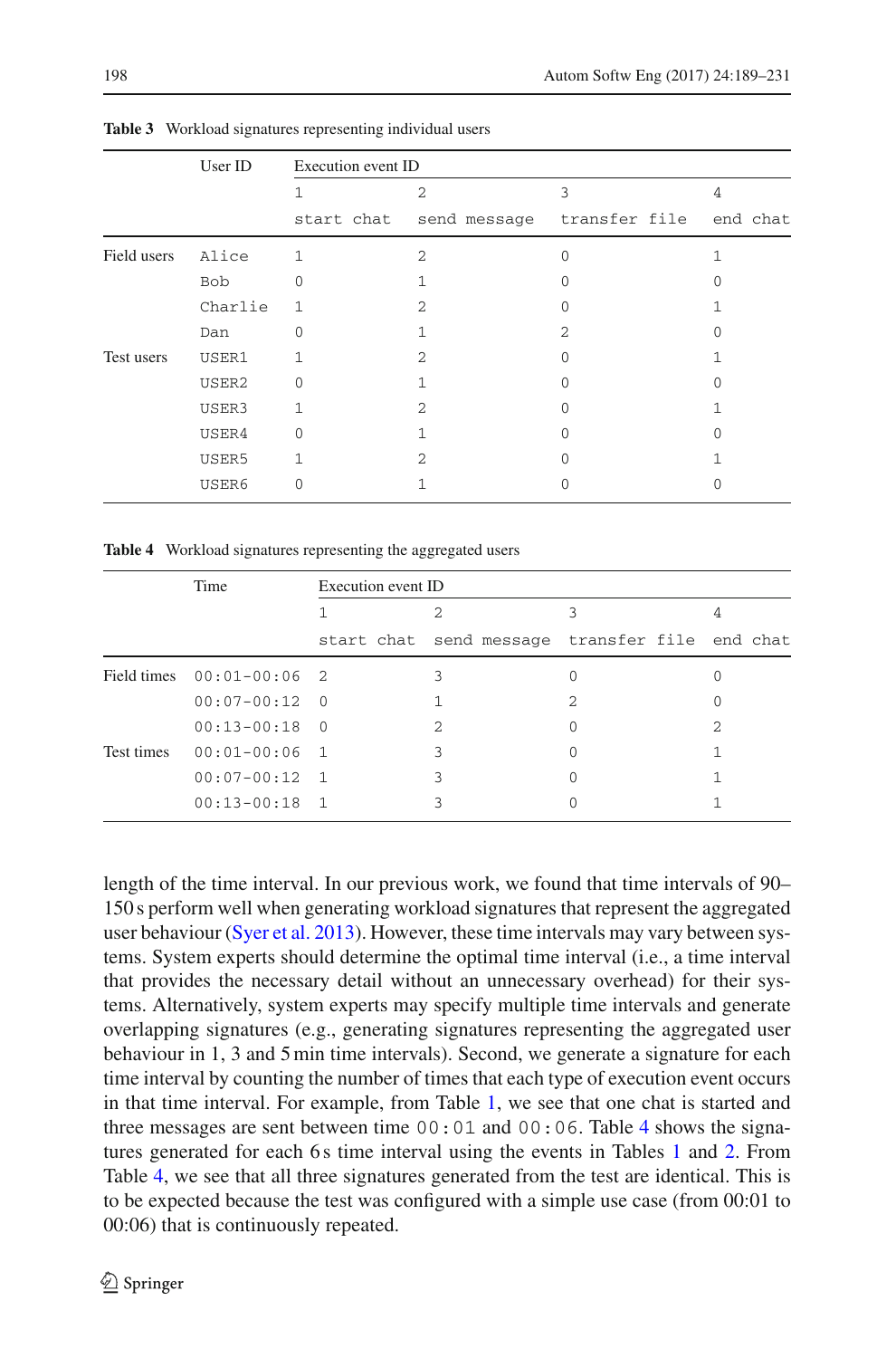**Table 3** Workload signatures representing individual users

| | User ID | Execution event ID | | | |
|---|---|---|---|---|---|
| | | 1 | 2 | 3 | 4 |
| | | start chat | send message | transfer file | end chat |
| Field users | Alice | 1 | 2 | 0 | 1 |
| | Bob | 0 | 1 | 0 | 0 |
| | Charlie | 1 | 2 | 0 | 1 |
| | Dan | 0 | 1 | 2 | 0 |
| Test users | USER1 | 1 | 2 | 0 | 1 |
| | USER2 | 0 | 1 | 0 | 0 |
| | USER3 | 1 | 2 | 0 | 1 |
| | USER4 | 0 | 1 | 0 | 0 |
| | USER5 | 1 | 2 | 0 | 1 |
| | USER6 | 0 | 1 | 0 | 0 |

**Table 4** Workload signatures representing the aggregated users

| | Time | Execution event ID | | | |
|---|---|---|---|---|---|
| | | 1 | 2 | 3 | 4 |
| | | start chat | send message | transfer file | end chat |
| Field times | 00:01-00:06 | 2 | 3 | 0 | 0 |
| | 00:07-00:12 | 0 | 1 | 2 | 0 |
| | 00:13-00:18 | 0 | 2 | 0 | 2 |
| Test times | 00:01-00:06 | 1 | 3 | 0 | 1 |
| | 00:07-00:12 | 1 | 3 | 0 | 1 |
| | 00:13-00:18 | 1 | 3 | 0 | 1 |

length of the time interval. In our previous work, we found that time intervals of 90–150 s perform well when generating workload signatures that represent the aggregated user behaviour (Syer et al. 2013). However, these time intervals may vary between systems. System experts should determine the optimal time interval (i.e., a time interval that provides the necessary detail without an unnecessary overhead) for their systems. Alternatively, system experts may specify multiple time intervals and generate overlapping signatures (e.g., generating signatures representing the aggregated user behaviour in 1, 3 and 5 min time intervals). Second, we generate a signature for each time interval by counting the number of times that each type of execution event occurs in that time interval. For example, from Table 1, we see that one chat is started and three messages are sent between time `00:01` and `00:06`. Table 4 shows the signatures generated for each 6 s time interval using the events in Tables 1 and 2. From Table 4, we see that all three signatures generated from the test are identical. This is to be expected because the test was configured with a simple use case (from 00:01 to 00:06) that is continuously repeated.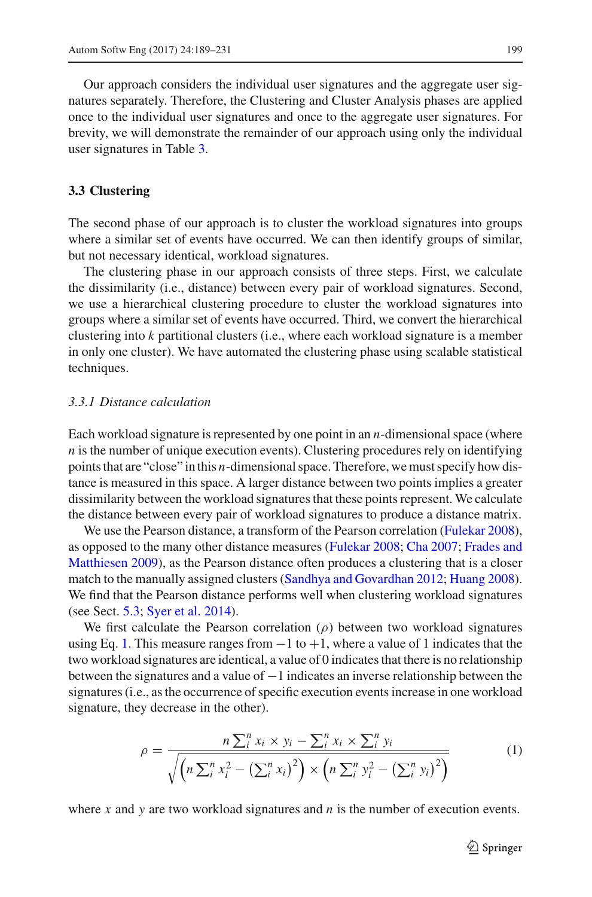Our approach considers the individual user signatures and the aggregate user signatures separately. Therefore, the Clustering and Cluster Analysis phases are applied once to the individual user signatures and once to the aggregate user signatures. For brevity, we will demonstrate the remainder of our approach using only the individual user signatures in Table 3.

### 3.3 Clustering

The second phase of our approach is to cluster the workload signatures into groups where a similar set of events have occurred. We can then identify groups of similar, but not necessary identical, workload signatures.

The clustering phase in our approach consists of three steps. First, we calculate the dissimilarity (i.e., distance) between every pair of workload signatures. Second, we use a hierarchical clustering procedure to cluster the workload signatures into groups where a similar set of events have occurred. Third, we convert the hierarchical clustering into $k$ partitional clusters (i.e., where each workload signature is a member in only one cluster). We have automated the clustering phase using scalable statistical techniques.

#### *3.3.1 Distance calculation*

Each workload signature is represented by one point in an $n$-dimensional space (where $n$ is the number of unique execution events). Clustering procedures rely on identifying points that are "close" in this $n$-dimensional space. Therefore, we must specify how distance is measured in this space. A larger distance between two points implies a greater dissimilarity between the workload signatures that these points represent. We calculate the distance between every pair of workload signatures to produce a distance matrix.

We use the Pearson distance, a transform of the Pearson correlation (Fulekar 2008), as opposed to the many other distance measures (Fulekar 2008; Cha 2007; Frades and Matthiesen 2009), as the Pearson distance often produces a clustering that is a closer match to the manually assigned clusters (Sandhya and Govardhan 2012; Huang 2008). We find that the Pearson distance performs well when clustering workload signatures (see Sect. 5.3; Syer et al. 2014).

We first calculate the Pearson correlation ($\rho$) between two workload signatures using Eq. 1. This measure ranges from $-1$ to $+1$, where a value of 1 indicates that the two workload signatures are identical, a value of 0 indicates that there is no relationship between the signatures and a value of $-1$ indicates an inverse relationship between the signatures (i.e., as the occurrence of specific execution events increase in one workload signature, they decrease in the other).

$$\rho = \frac{n \sum_i^n x_i \times y_i - \sum_i^n x_i \times \sum_i^n y_i}{\sqrt{\left(n \sum_i^n x_i^2 - \left(\sum_i^n x_i\right)^2\right) \times \left(n \sum_i^n y_i^2 - \left(\sum_i^n y_i\right)^2\right)}} \tag{1}$$

where $x$ and $y$ are two workload signatures and $n$ is the number of execution events.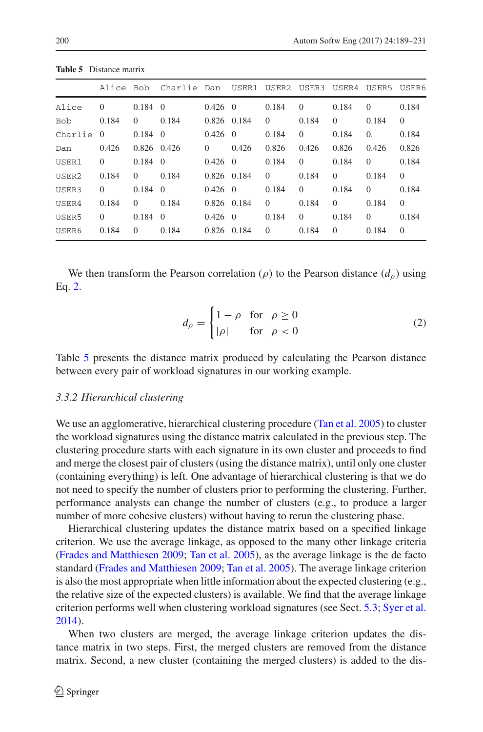**Table 5** Distance matrix

| | Alice | Bob | Charlie | Dan | USER1 | USER2 | USER3 | USER4 | USER5 | USER6 |
|---|---|---|---|---|---|---|---|---|---|---|
| Alice | 0 | 0.184 | 0 | 0.426 | 0 | 0.184 | 0 | 0.184 | 0 | 0.184 |
| Bob | 0.184 | 0 | 0.184 | 0.826 | 0.184 | 0 | 0.184 | 0 | 0.184 | 0 |
| Charlie | 0 | 0.184 | 0 | 0.426 | 0 | 0.184 | 0 | 0.184 | 0. | 0.184 |
| Dan | 0.426 | 0.826 | 0.426 | 0 | 0.426 | 0.826 | 0.426 | 0.826 | 0.426 | 0.826 |
| USER1 | 0 | 0.184 | 0 | 0.426 | 0 | 0.184 | 0 | 0.184 | 0 | 0.184 |
| USER2 | 0.184 | 0 | 0.184 | 0.826 | 0.184 | 0 | 0.184 | 0 | 0.184 | 0 |
| USER3 | 0 | 0.184 | 0 | 0.426 | 0 | 0.184 | 0 | 0.184 | 0 | 0.184 |
| USER4 | 0.184 | 0 | 0.184 | 0.826 | 0.184 | 0 | 0.184 | 0 | 0.184 | 0 |
| USER5 | 0 | 0.184 | 0 | 0.426 | 0 | 0.184 | 0 | 0.184 | 0 | 0.184 |
| USER6 | 0.184 | 0 | 0.184 | 0.826 | 0.184 | 0 | 0.184 | 0 | 0.184 | 0 |

We then transform the Pearson correlation ($\rho$) to the Pearson distance ($d_\rho$) using Eq. 2.

$$d_\rho = \begin{cases} 1 - \rho & \text{for} \quad \rho \geq 0 \\ |\rho| & \text{for} \quad \rho < 0 \end{cases} \tag{2}$$

Table 5 presents the distance matrix produced by calculating the Pearson distance between every pair of workload signatures in our working example.

#### *3.3.2 Hierarchical clustering*

We use an agglomerative, hierarchical clustering procedure (Tan et al. 2005) to cluster the workload signatures using the distance matrix calculated in the previous step. The clustering procedure starts with each signature in its own cluster and proceeds to find and merge the closest pair of clusters (using the distance matrix), until only one cluster (containing everything) is left. One advantage of hierarchical clustering is that we do not need to specify the number of clusters prior to performing the clustering. Further, performance analysts can change the number of clusters (e.g., to produce a larger number of more cohesive clusters) without having to rerun the clustering phase.

Hierarchical clustering updates the distance matrix based on a specified linkage criterion. We use the average linkage, as opposed to the many other linkage criteria (Frades and Matthiesen 2009; Tan et al. 2005), as the average linkage is the de facto standard (Frades and Matthiesen 2009; Tan et al. 2005). The average linkage criterion is also the most appropriate when little information about the expected clustering (e.g., the relative size of the expected clusters) is available. We find that the average linkage criterion performs well when clustering workload signatures (see Sect. 5.3; Syer et al. 2014).

When two clusters are merged, the average linkage criterion updates the distance matrix in two steps. First, the merged clusters are removed from the distance matrix. Second, a new cluster (containing the merged clusters) is added to the dis-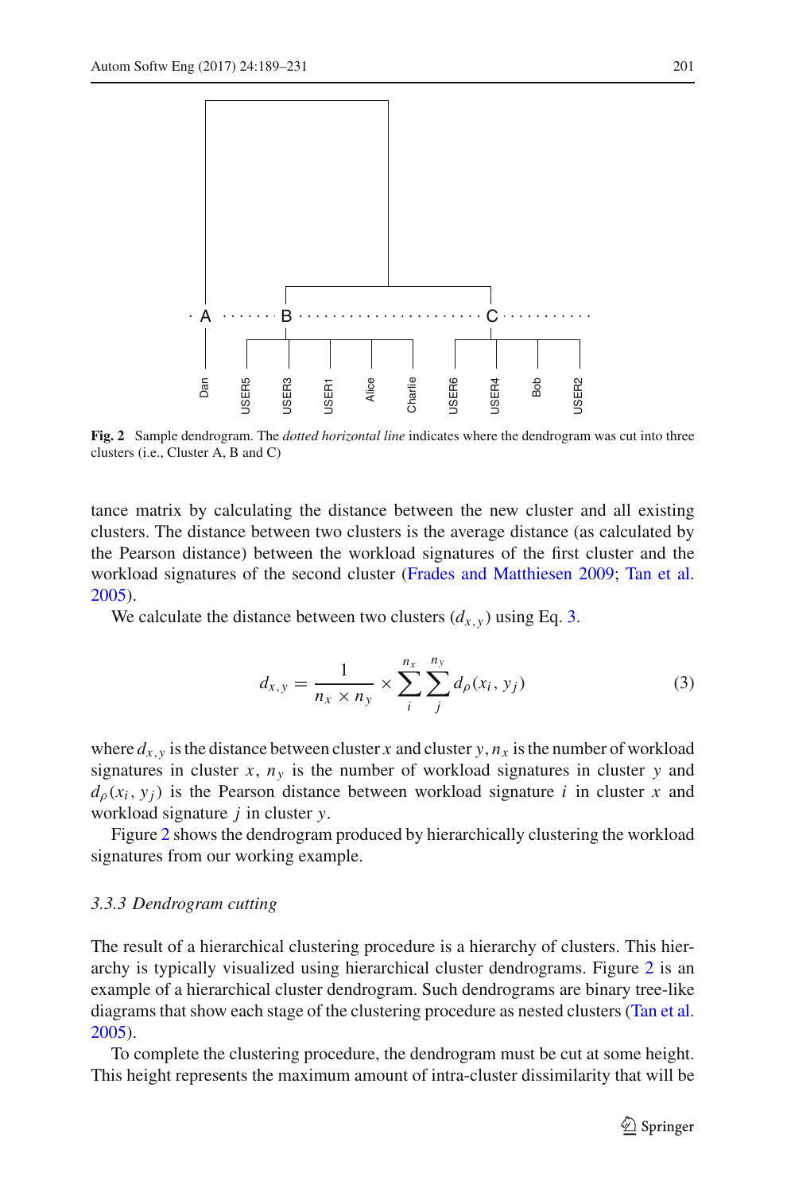**Fig. 2** Sample dendrogram. The *dotted horizontal line* indicates where the dendrogram was cut into three clusters (i.e., Cluster A, B and C)

tance matrix by calculating the distance between the new cluster and all existing clusters. The distance between two clusters is the average distance (as calculated by the Pearson distance) between the workload signatures of the first cluster and the workload signatures of the second cluster (Frades and Matthiesen 2009; Tan et al. 2005).

We calculate the distance between two clusters ($d_{x,y}$) using Eq. 3.

$$d_{x,y} = \frac{1}{n_x \times n_y} \times \sum_{i}^{n_x} \sum_{j}^{n_y} d_\rho(x_i, y_j) \tag{3}$$

where $d_{x,y}$ is the distance between cluster $x$ and cluster $y$, $n_x$ is the number of workload signatures in cluster $x$, $n_y$ is the number of workload signatures in cluster $y$ and $d_\rho(x_i, y_j)$ is the Pearson distance between workload signature $i$ in cluster $x$ and workload signature $j$ in cluster $y$.

Figure 2 shows the dendrogram produced by hierarchically clustering the workload signatures from our working example.

### 3.3.3 Dendrogram cutting

The result of a hierarchical clustering procedure is a hierarchy of clusters. This hierarchy is typically visualized using hierarchical cluster dendrograms. Figure 2 is an example of a hierarchical cluster dendrogram. Such dendrograms are binary tree-like diagrams that show each stage of the clustering procedure as nested clusters (Tan et al. 2005).

To complete the clustering procedure, the dendrogram must be cut at some height. This height represents the maximum amount of intra-cluster dissimilarity that will be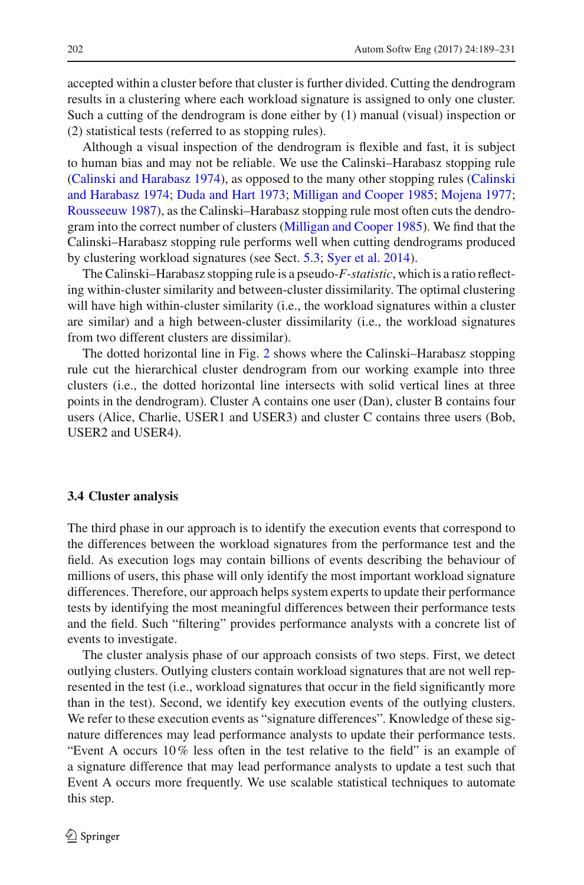accepted within a cluster before that cluster is further divided. Cutting the dendrogram results in a clustering where each workload signature is assigned to only one cluster. Such a cutting of the dendrogram is done either by (1) manual (visual) inspection or (2) statistical tests (referred to as stopping rules).

Although a visual inspection of the dendrogram is flexible and fast, it is subject to human bias and may not be reliable. We use the Calinski–Harabasz stopping rule (Calinski and Harabasz 1974), as opposed to the many other stopping rules (Calinski and Harabasz 1974; Duda and Hart 1973; Milligan and Cooper 1985; Mojena 1977; Rousseeuw 1987), as the Calinski–Harabasz stopping rule most often cuts the dendrogram into the correct number of clusters (Milligan and Cooper 1985). We find that the Calinski–Harabasz stopping rule performs well when cutting dendrograms produced by clustering workload signatures (see Sect. 5.3; Syer et al. 2014).

The Calinski–Harabasz stopping rule is a pseudo-*F-statistic*, which is a ratio reflecting within-cluster similarity and between-cluster dissimilarity. The optimal clustering will have high within-cluster similarity (i.e., the workload signatures within a cluster are similar) and a high between-cluster dissimilarity (i.e., the workload signatures from two different clusters are dissimilar).

The dotted horizontal line in Fig. 2 shows where the Calinski–Harabasz stopping rule cut the hierarchical cluster dendrogram from our working example into three clusters (i.e., the dotted horizontal line intersects with solid vertical lines at three points in the dendrogram). Cluster A contains one user (Dan), cluster B contains four users (Alice, Charlie, USER1 and USER3) and cluster C contains three users (Bob, USER2 and USER4).

### 3.4 Cluster analysis

The third phase in our approach is to identify the execution events that correspond to the differences between the workload signatures from the performance test and the field. As execution logs may contain billions of events describing the behaviour of millions of users, this phase will only identify the most important workload signature differences. Therefore, our approach helps system experts to update their performance tests by identifying the most meaningful differences between their performance tests and the field. Such "filtering" provides performance analysts with a concrete list of events to investigate.

The cluster analysis phase of our approach consists of two steps. First, we detect outlying clusters. Outlying clusters contain workload signatures that are not well represented in the test (i.e., workload signatures that occur in the field significantly more than in the test). Second, we identify key execution events of the outlying clusters. We refer to these execution events as "signature differences". Knowledge of these signature differences may lead performance analysts to update their performance tests. "Event A occurs 10 % less often in the test relative to the field" is an example of a signature difference that may lead performance analysts to update a test such that Event A occurs more frequently. We use scalable statistical techniques to automate this step.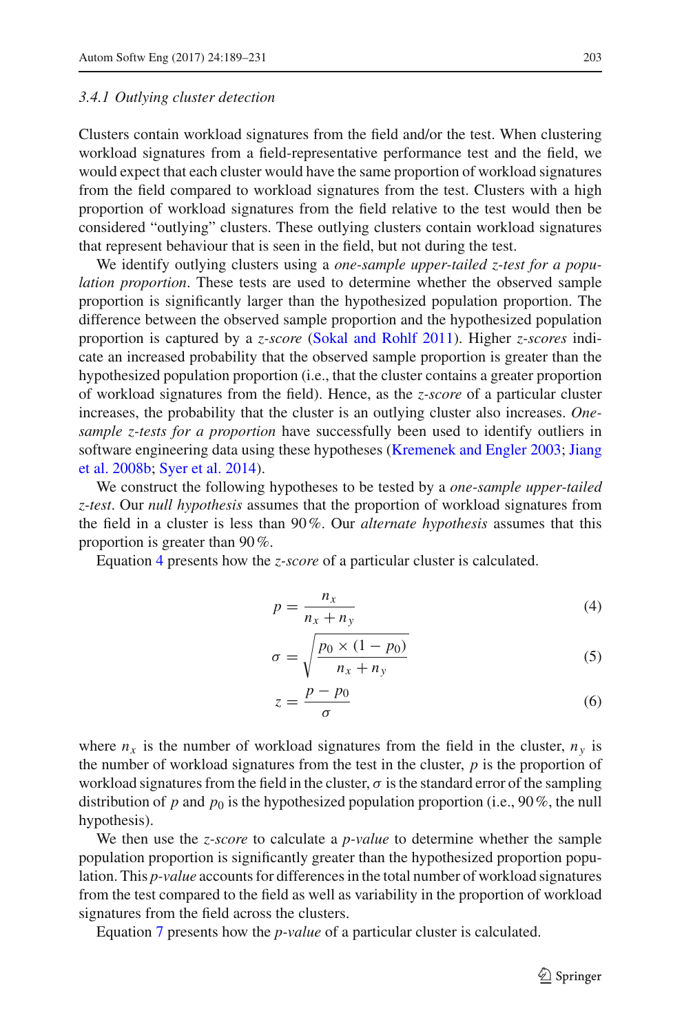#### 3.4.1 Outlying cluster detection

Clusters contain workload signatures from the field and/or the test. When clustering workload signatures from a field-representative performance test and the field, we would expect that each cluster would have the same proportion of workload signatures from the field compared to workload signatures from the test. Clusters with a high proportion of workload signatures from the field relative to the test would then be considered "outlying" clusters. These outlying clusters contain workload signatures that represent behaviour that is seen in the field, but not during the test.

We identify outlying clusters using a *one-sample upper-tailed z-test for a population proportion*. These tests are used to determine whether the observed sample proportion is significantly larger than the hypothesized population proportion. The difference between the observed sample proportion and the hypothesized population proportion is captured by a *z-score* (Sokal and Rohlf 2011). Higher *z-scores* indicate an increased probability that the observed sample proportion is greater than the hypothesized population proportion (i.e., that the cluster contains a greater proportion of workload signatures from the field). Hence, as the *z-score* of a particular cluster increases, the probability that the cluster is an outlying cluster also increases. *One-sample z-tests for a proportion* have successfully been used to identify outliers in software engineering data using these hypotheses (Kremenek and Engler 2003; Jiang et al. 2008b; Syer et al. 2014).

We construct the following hypotheses to be tested by a *one-sample upper-tailed z-test*. Our *null hypothesis* assumes that the proportion of workload signatures from the field in a cluster is less than 90 %. Our *alternate hypothesis* assumes that this proportion is greater than 90 %.

Equation 4 presents how the *z-score* of a particular cluster is calculated.

$$p = \frac{n_x}{n_x + n_y} \tag{4}$$

$$\sigma = \sqrt{\frac{p_0 \times (1 - p_0)}{n_x + n_y}} \tag{5}$$

$$z = \frac{p - p_0}{\sigma} \tag{6}$$

where $n_x$ is the number of workload signatures from the field in the cluster, $n_y$ is the number of workload signatures from the test in the cluster, $p$ is the proportion of workload signatures from the field in the cluster, $\sigma$ is the standard error of the sampling distribution of $p$ and $p_0$ is the hypothesized population proportion (i.e., 90 %, the null hypothesis).

We then use the *z-score* to calculate a *p-value* to determine whether the sample population proportion is significantly greater than the hypothesized proportion population. This *p-value* accounts for differences in the total number of workload signatures from the test compared to the field as well as variability in the proportion of workload signatures from the field across the clusters.

Equation 7 presents how the *p-value* of a particular cluster is calculated.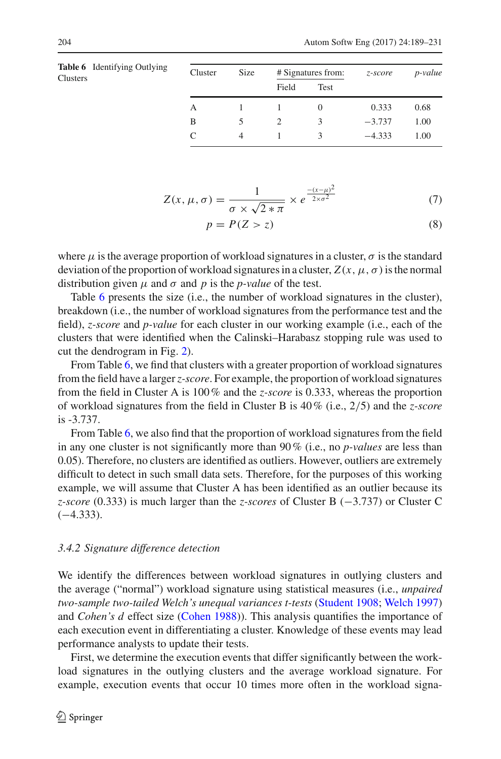**Table 6** Identifying Outlying Clusters

| Cluster | Size | # Signatures from: | | *z-score* | *p-value* |
|---|---|---|---|---|---|
| | | Field | Test | | |
| A | 1 | 1 | 0 | 0.333 | 0.68 |
| B | 5 | 2 | 3 | −3.737 | 1.00 |
| C | 4 | 1 | 3 | −4.333 | 1.00 |

$$Z(x, \mu, \sigma) = \frac{1}{\sigma \times \sqrt{2 * \pi}} \times e^{\frac{-(x-\mu)^2}{2 \times \sigma^2}} \tag{7}$$

$$p = P(Z > z) \tag{8}$$

where $\mu$ is the average proportion of workload signatures in a cluster, $\sigma$ is the standard deviation of the proportion of workload signatures in a cluster, $Z(x, \mu, \sigma)$ is the normal distribution given $\mu$ and $\sigma$ and $p$ is the *p-value* of the test.

Table 6 presents the size (i.e., the number of workload signatures in the cluster), breakdown (i.e., the number of workload signatures from the performance test and the field), *z-score* and *p-value* for each cluster in our working example (i.e., each of the clusters that were identified when the Calinski–Harabasz stopping rule was used to cut the dendrogram in Fig. 2).

From Table 6, we find that clusters with a greater proportion of workload signatures from the field have a larger *z-score*. For example, the proportion of workload signatures from the field in Cluster A is 100 % and the *z-score* is 0.333, whereas the proportion of workload signatures from the field in Cluster B is 40 % (i.e., 2/5) and the *z-score* is -3.737.

From Table 6, we also find that the proportion of workload signatures from the field in any one cluster is not significantly more than 90 % (i.e., no *p-values* are less than 0.05). Therefore, no clusters are identified as outliers. However, outliers are extremely difficult to detect in such small data sets. Therefore, for the purposes of this working example, we will assume that Cluster A has been identified as an outlier because its *z-score* (0.333) is much larger than the *z-scores* of Cluster B (−3.737) or Cluster C (−4.333).

### 3.4.2 Signature difference detection

We identify the differences between workload signatures in outlying clusters and the average ("normal") workload signature using statistical measures (i.e., *unpaired two-sample two-tailed Welch's unequal variances t-tests* (Student 1908; Welch 1997) and *Cohen's d* effect size (Cohen 1988)). This analysis quantifies the importance of each execution event in differentiating a cluster. Knowledge of these events may lead performance analysts to update their tests.

First, we determine the execution events that differ significantly between the workload signatures in the outlying clusters and the average workload signature. For example, execution events that occur 10 times more often in the workload signa-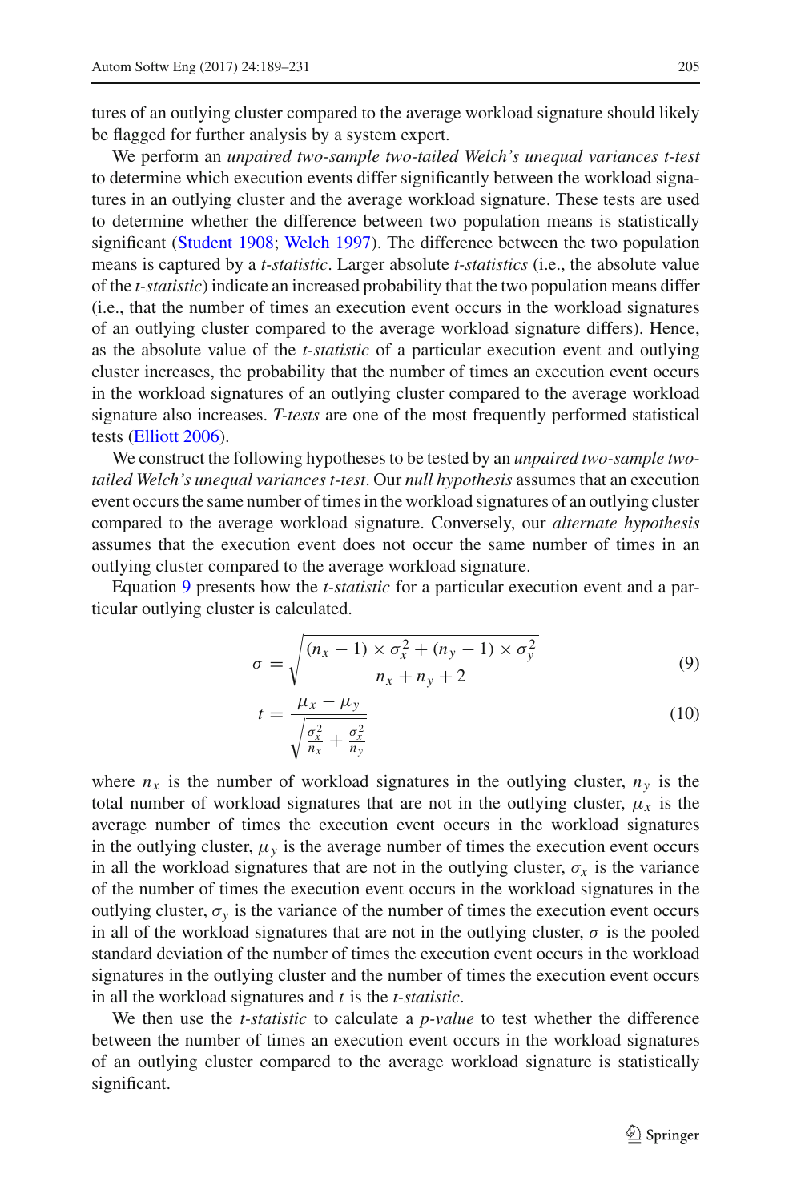tures of an outlying cluster compared to the average workload signature should likely be flagged for further analysis by a system expert.

We perform an *unpaired two-sample two-tailed Welch's unequal variances t-test* to determine which execution events differ significantly between the workload signatures in an outlying cluster and the average workload signature. These tests are used to determine whether the difference between two population means is statistically significant (Student 1908; Welch 1997). The difference between the two population means is captured by a *t-statistic*. Larger absolute *t-statistics* (i.e., the absolute value of the *t-statistic*) indicate an increased probability that the two population means differ (i.e., that the number of times an execution event occurs in the workload signatures of an outlying cluster compared to the average workload signature differs). Hence, as the absolute value of the *t-statistic* of a particular execution event and outlying cluster increases, the probability that the number of times an execution event occurs in the workload signatures of an outlying cluster compared to the average workload signature also increases. *T-tests* are one of the most frequently performed statistical tests (Elliott 2006).

We construct the following hypotheses to be tested by an *unpaired two-sample two-tailed Welch's unequal variances t-test*. Our *null hypothesis* assumes that an execution event occurs the same number of times in the workload signatures of an outlying cluster compared to the average workload signature. Conversely, our *alternate hypothesis* assumes that the execution event does not occur the same number of times in an outlying cluster compared to the average workload signature.

Equation 9 presents how the *t-statistic* for a particular execution event and a particular outlying cluster is calculated.

$$\sigma = \sqrt{\frac{(n_x - 1) \times \sigma_x^2 + (n_y - 1) \times \sigma_y^2}{n_x + n_y + 2}} \tag{9}$$

$$t = \frac{\mu_x - \mu_y}{\sqrt{\frac{\sigma_x^2}{n_x} + \frac{\sigma_x^2}{n_y}}} \tag{10}$$

where $n_x$ is the number of workload signatures in the outlying cluster, $n_y$ is the total number of workload signatures that are not in the outlying cluster, $\mu_x$ is the average number of times the execution event occurs in the workload signatures in the outlying cluster, $\mu_y$ is the average number of times the execution event occurs in all the workload signatures that are not in the outlying cluster, $\sigma_x$ is the variance of the number of times the execution event occurs in the workload signatures in the outlying cluster, $\sigma_y$ is the variance of the number of times the execution event occurs in all of the workload signatures that are not in the outlying cluster, $\sigma$ is the pooled standard deviation of the number of times the execution event occurs in the workload signatures in the outlying cluster and the number of times the execution event occurs in all the workload signatures and $t$ is the *t-statistic*.

We then use the *t-statistic* to calculate a *p-value* to test whether the difference between the number of times an execution event occurs in the workload signatures of an outlying cluster compared to the average workload signature is statistically significant.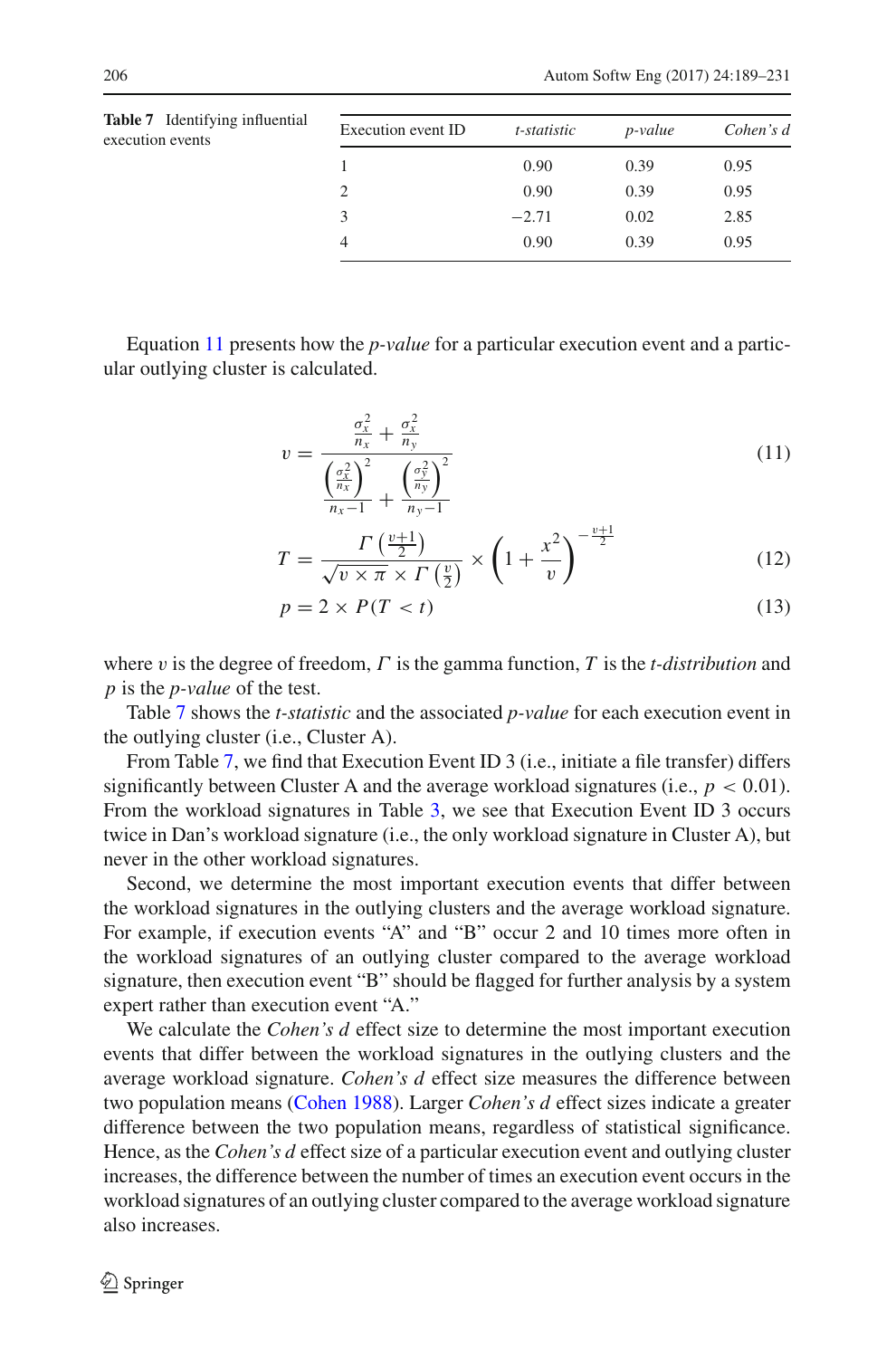**Table 7** Identifying influential execution events

| Execution event ID | *t-statistic* | *p-value* | *Cohen's d* |
|---|---|---|---|
| 1 | 0.90 | 0.39 | 0.95 |
| 2 | 0.90 | 0.39 | 0.95 |
| 3 | −2.71 | 0.02 | 2.85 |
| 4 | 0.90 | 0.39 | 0.95 |

Equation 11 presents how the *p-value* for a particular execution event and a particular outlying cluster is calculated.

$$v = \frac{\frac{\sigma_x^2}{n_x} + \frac{\sigma_x^2}{n_y}}{\frac{\left(\frac{\sigma_x^2}{n_x}\right)^2}{n_x - 1} + \frac{\left(\frac{\sigma_y^2}{n_y}\right)^2}{n_y - 1}} \tag{11}$$

$$T = \frac{\Gamma\left(\frac{v+1}{2}\right)}{\sqrt{v \times \pi} \times \Gamma\left(\frac{v}{2}\right)} \times \left(1 + \frac{x^2}{v}\right)^{-\frac{v+1}{2}} \tag{12}$$

$$p = 2 \times P(T < t) \tag{13}$$

where $v$ is the degree of freedom, $\Gamma$ is the gamma function, $T$ is the *t-distribution* and $p$ is the *p-value* of the test.

Table 7 shows the *t-statistic* and the associated *p-value* for each execution event in the outlying cluster (i.e., Cluster A).

From Table 7, we find that Execution Event ID 3 (i.e., initiate a file transfer) differs significantly between Cluster A and the average workload signatures (i.e., $p < 0.01$). From the workload signatures in Table 3, we see that Execution Event ID 3 occurs twice in Dan's workload signature (i.e., the only workload signature in Cluster A), but never in the other workload signatures.

Second, we determine the most important execution events that differ between the workload signatures in the outlying clusters and the average workload signature. For example, if execution events "A" and "B" occur 2 and 10 times more often in the workload signatures of an outlying cluster compared to the average workload signature, then execution event "B" should be flagged for further analysis by a system expert rather than execution event "A."

We calculate the *Cohen's d* effect size to determine the most important execution events that differ between the workload signatures in the outlying clusters and the average workload signature. *Cohen's d* effect size measures the difference between two population means (Cohen 1988). Larger *Cohen's d* effect sizes indicate a greater difference between the two population means, regardless of statistical significance. Hence, as the *Cohen's d* effect size of a particular execution event and outlying cluster increases, the difference between the number of times an execution event occurs in the workload signatures of an outlying cluster compared to the average workload signature also increases.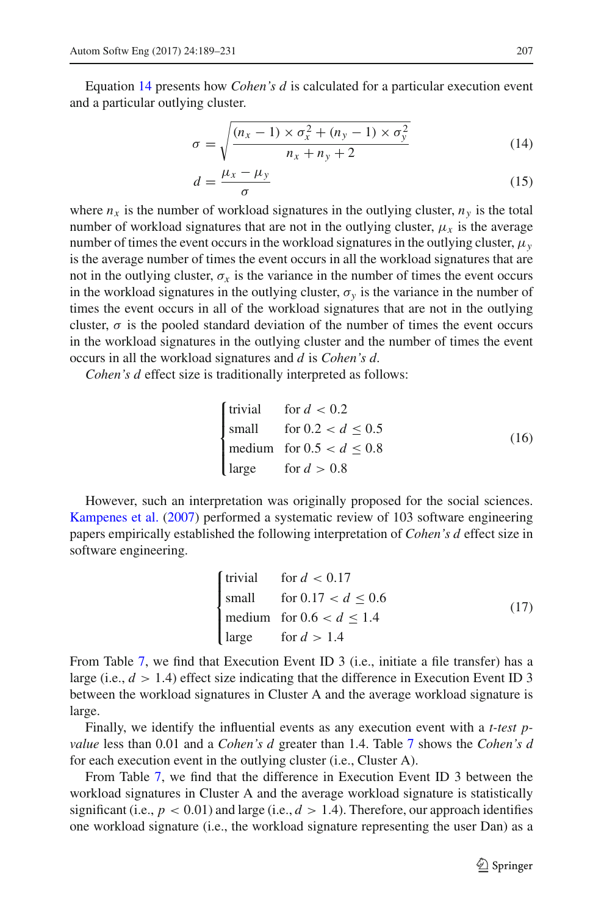Equation 14 presents how *Cohen's d* is calculated for a particular execution event and a particular outlying cluster.

$$\sigma = \sqrt{\frac{(n_x - 1) \times \sigma_x^2 + (n_y - 1) \times \sigma_y^2}{n_x + n_y + 2}} \tag{14}$$

$$d = \frac{\mu_x - \mu_y}{\sigma} \tag{15}$$

where $n_x$ is the number of workload signatures in the outlying cluster, $n_y$ is the total number of workload signatures that are not in the outlying cluster, $\mu_x$ is the average number of times the event occurs in the workload signatures in the outlying cluster, $\mu_y$ is the average number of times the event occurs in all the workload signatures that are not in the outlying cluster, $\sigma_x$ is the variance in the number of times the event occurs in the workload signatures in the outlying cluster, $\sigma_y$ is the variance in the number of times the event occurs in all of the workload signatures that are not in the outlying cluster, $\sigma$ is the pooled standard deviation of the number of times the event occurs in the workload signatures in the outlying cluster and the number of times the event occurs in all the workload signatures and $d$ is *Cohen's d*.

*Cohen's d* effect size is traditionally interpreted as follows:

$$\begin{cases} \text{trivial} & \text{for } d < 0.2 \\ \text{small} & \text{for } 0.2 < d \leq 0.5 \\ \text{medium} & \text{for } 0.5 < d \leq 0.8 \\ \text{large} & \text{for } d > 0.8 \end{cases} \tag{16}$$

However, such an interpretation was originally proposed for the social sciences. Kampenes et al. (2007) performed a systematic review of 103 software engineering papers empirically established the following interpretation of *Cohen's d* effect size in software engineering.

$$\begin{cases} \text{trivial} & \text{for } d < 0.17 \\ \text{small} & \text{for } 0.17 < d \leq 0.6 \\ \text{medium} & \text{for } 0.6 < d \leq 1.4 \\ \text{large} & \text{for } d > 1.4 \end{cases} \tag{17}$$

From Table 7, we find that Execution Event ID 3 (i.e., initiate a file transfer) has a large (i.e., $d > 1.4$) effect size indicating that the difference in Execution Event ID 3 between the workload signatures in Cluster A and the average workload signature is large.

Finally, we identify the influential events as any execution event with a *t-test p-value* less than 0.01 and a *Cohen's d* greater than 1.4. Table 7 shows the *Cohen's d* for each execution event in the outlying cluster (i.e., Cluster A).

From Table 7, we find that the difference in Execution Event ID 3 between the workload signatures in Cluster A and the average workload signature is statistically significant (i.e., $p < 0.01$) and large (i.e., $d > 1.4$). Therefore, our approach identifies one workload signature (i.e., the workload signature representing the user Dan) as a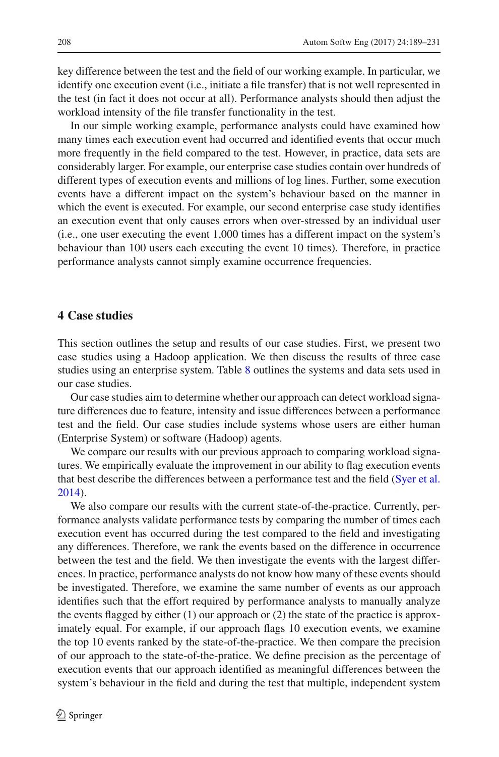key difference between the test and the field of our working example. In particular, we identify one execution event (i.e., initiate a file transfer) that is not well represented in the test (in fact it does not occur at all). Performance analysts should then adjust the workload intensity of the file transfer functionality in the test.

In our simple working example, performance analysts could have examined how many times each execution event had occurred and identified events that occur much more frequently in the field compared to the test. However, in practice, data sets are considerably larger. For example, our enterprise case studies contain over hundreds of different types of execution events and millions of log lines. Further, some execution events have a different impact on the system's behaviour based on the manner in which the event is executed. For example, our second enterprise case study identifies an execution event that only causes errors when over-stressed by an individual user (i.e., one user executing the event 1,000 times has a different impact on the system's behaviour than 100 users each executing the event 10 times). Therefore, in practice performance analysts cannot simply examine occurrence frequencies.

## 4 Case studies

This section outlines the setup and results of our case studies. First, we present two case studies using a Hadoop application. We then discuss the results of three case studies using an enterprise system. Table 8 outlines the systems and data sets used in our case studies.

Our case studies aim to determine whether our approach can detect workload signature differences due to feature, intensity and issue differences between a performance test and the field. Our case studies include systems whose users are either human (Enterprise System) or software (Hadoop) agents.

We compare our results with our previous approach to comparing workload signatures. We empirically evaluate the improvement in our ability to flag execution events that best describe the differences between a performance test and the field (Syer et al. 2014).

We also compare our results with the current state-of-the-practice. Currently, performance analysts validate performance tests by comparing the number of times each execution event has occurred during the test compared to the field and investigating any differences. Therefore, we rank the events based on the difference in occurrence between the test and the field. We then investigate the events with the largest differences. In practice, performance analysts do not know how many of these events should be investigated. Therefore, we examine the same number of events as our approach identifies such that the effort required by performance analysts to manually analyze the events flagged by either (1) our approach or (2) the state of the practice is approximately equal. For example, if our approach flags 10 execution events, we examine the top 10 events ranked by the state-of-the-practice. We then compare the precision of our approach to the state-of-the-pratice. We define precision as the percentage of execution events that our approach identified as meaningful differences between the system's behaviour in the field and during the test that multiple, independent system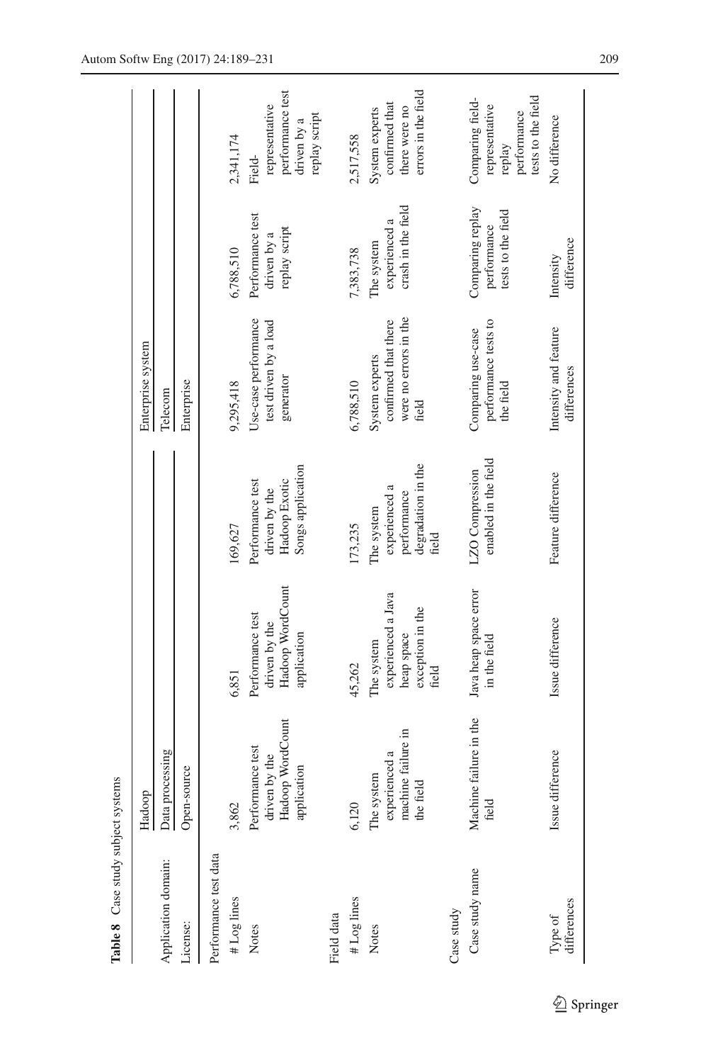**Table 8** Case study subject systems

| | Hadoop | | | Enterprise system | | |
|---|---|---|---|---|---|---|
| Application domain: | Data processing | | | Telecom | | |
| License: | Open-source | | | Enterprise | | |
| Performance test data | | | | | | |
| # Log lines | 3,862 | 6,851 | 169,627 | 9,295,418 | 6,788,510 | 2,341,174 |
| Notes | Performance test driven by the Hadoop WordCount application | Performance test driven by the Hadoop WordCount application | Performance test driven by the Hadoop Exotic Songs application | Use-case performance test driven by a load generator | Performance test driven by a replay script | Field-representative performance test driven by a replay script |
| Field data | | | | | | |
| # Log lines | 6,120 | 45,262 | 173,235 | 6,788,510 | 7,383,738 | 2,517,558 |
| Notes | The system experienced a machine failure in the field | The system experienced a Java heap space exception in the field | The system experienced a performance degradation in the field | System experts confirmed that there were no errors in the field | The system experienced a crash in the field | System experts confirmed that there were no errors in the field |
| Case study | | | | | | |
| Case study name | Machine failure in the field | Java heap space error in the field | LZO Compression enabled in the field | Comparing use-case performance tests to the field | Comparing replay performance tests to the field | Comparing field-representative replay performance tests to the field |
| Type of differences | Issue difference | Issue difference | Feature difference | Intensity and feature differences | Intensity difference | No difference |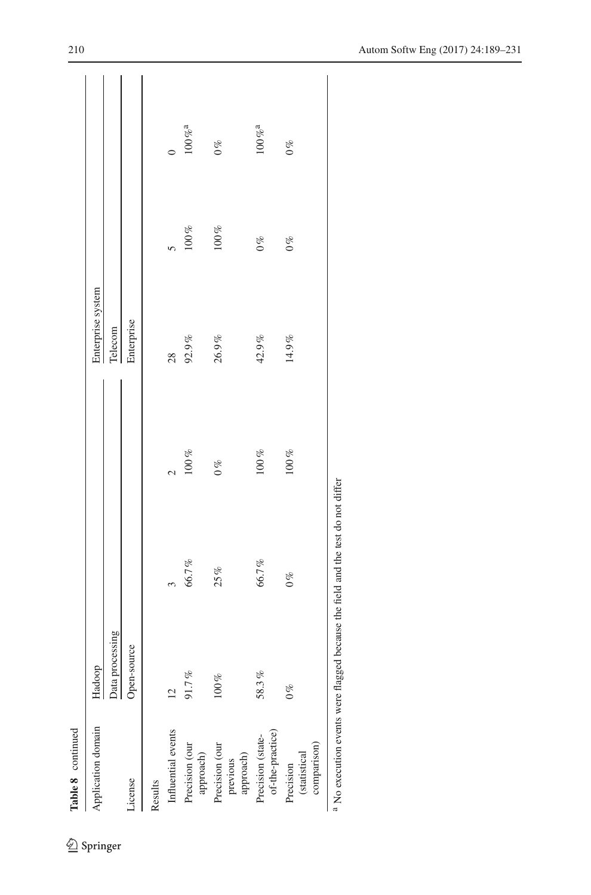**Table 8** continued

| Application domain | Hadoop | | | Enterprise system | | |
|---|---|---|---|---|---|---|
| | Data processing | | | Telecom | | |
| License | Open-source | | | Enterprise | | |
| Results | | | | | | |
| Influential events | 12 | 3 | 2 | 28 | 5 | 0 |
| Precision (our approach) | 91.7 % | 66.7 % | 100 % | 92.9 % | 100 % | 100 %[a] |
| Precision (our previous approach) | 100 % | 25 % | 0 % | 26.9 % | 100 % | 0 % |
| Precision (state-of-the-practice) | 58.3 % | 66.7 % | 100 % | 42.9 % | 0 % | 100 %[a] |
| Precision (statistical comparison) | 0 % | 0 % | 100 % | 14.9 % | 0 % | 0 % |

[a] No execution events were flagged because the field and the test do not differ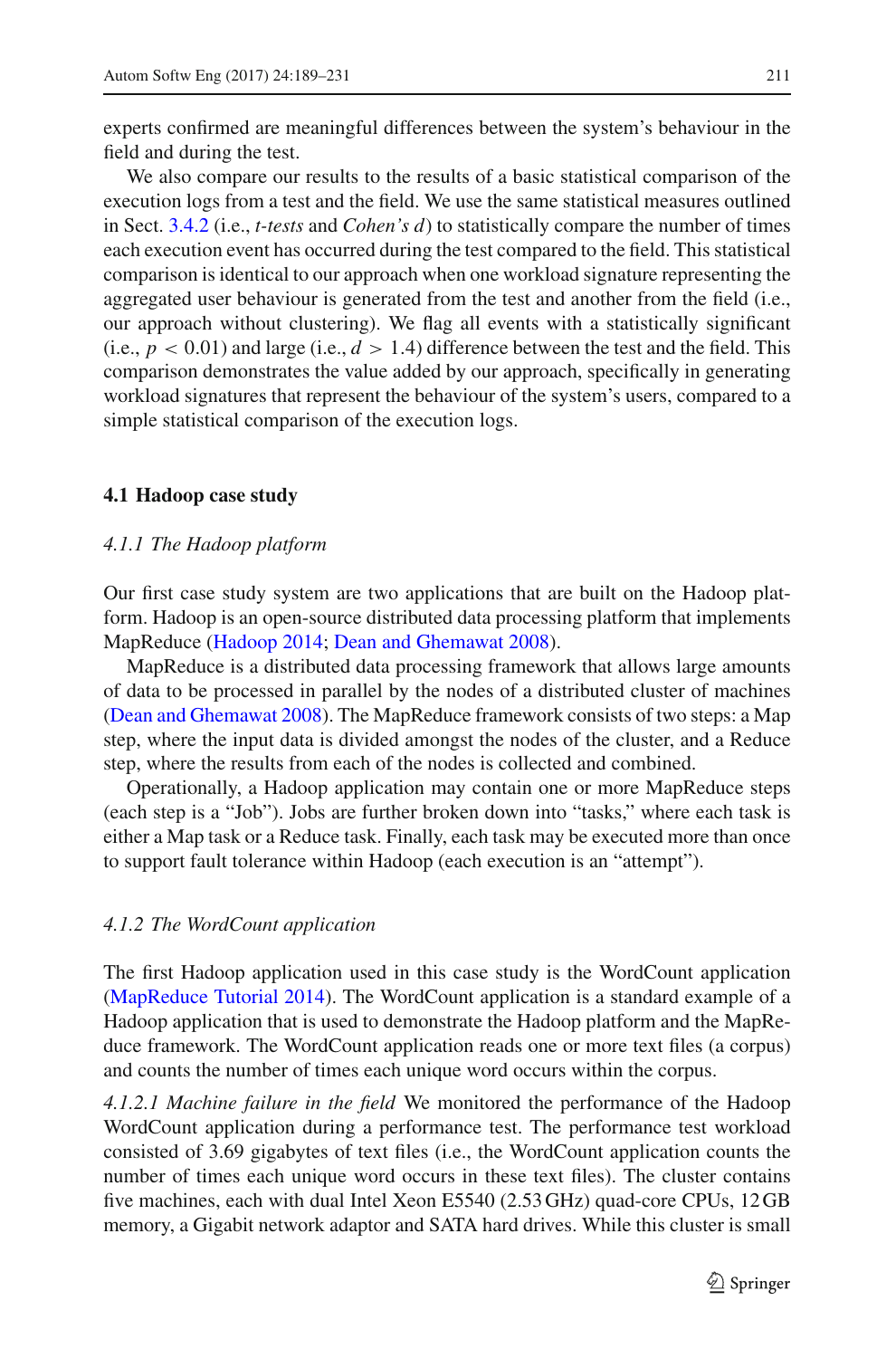experts confirmed are meaningful differences between the system's behaviour in the field and during the test.

We also compare our results to the results of a basic statistical comparison of the execution logs from a test and the field. We use the same statistical measures outlined in Sect. 3.4.2 (i.e., *t-tests* and *Cohen's d*) to statistically compare the number of times each execution event has occurred during the test compared to the field. This statistical comparison is identical to our approach when one workload signature representing the aggregated user behaviour is generated from the test and another from the field (i.e., our approach without clustering). We flag all events with a statistically significant (i.e., $p < 0.01$) and large (i.e., $d > 1.4$) difference between the test and the field. This comparison demonstrates the value added by our approach, specifically in generating workload signatures that represent the behaviour of the system's users, compared to a simple statistical comparison of the execution logs.

### 4.1 Hadoop case study

#### *4.1.1 The Hadoop platform*

Our first case study system are two applications that are built on the Hadoop platform. Hadoop is an open-source distributed data processing platform that implements MapReduce (Hadoop 2014; Dean and Ghemawat 2008).

MapReduce is a distributed data processing framework that allows large amounts of data to be processed in parallel by the nodes of a distributed cluster of machines (Dean and Ghemawat 2008). The MapReduce framework consists of two steps: a Map step, where the input data is divided amongst the nodes of the cluster, and a Reduce step, where the results from each of the nodes is collected and combined.

Operationally, a Hadoop application may contain one or more MapReduce steps (each step is a "Job"). Jobs are further broken down into "tasks," where each task is either a Map task or a Reduce task. Finally, each task may be executed more than once to support fault tolerance within Hadoop (each execution is an "attempt").

#### *4.1.2 The WordCount application*

The first Hadoop application used in this case study is the WordCount application (MapReduce Tutorial 2014). The WordCount application is a standard example of a Hadoop application that is used to demonstrate the Hadoop platform and the MapReduce framework. The WordCount application reads one or more text files (a corpus) and counts the number of times each unique word occurs within the corpus.

*4.1.2.1 Machine failure in the field* We monitored the performance of the Hadoop WordCount application during a performance test. The performance test workload consisted of 3.69 gigabytes of text files (i.e., the WordCount application counts the number of times each unique word occurs in these text files). The cluster contains five machines, each with dual Intel Xeon E5540 (2.53 GHz) quad-core CPUs, 12 GB memory, a Gigabit network adaptor and SATA hard drives. While this cluster is small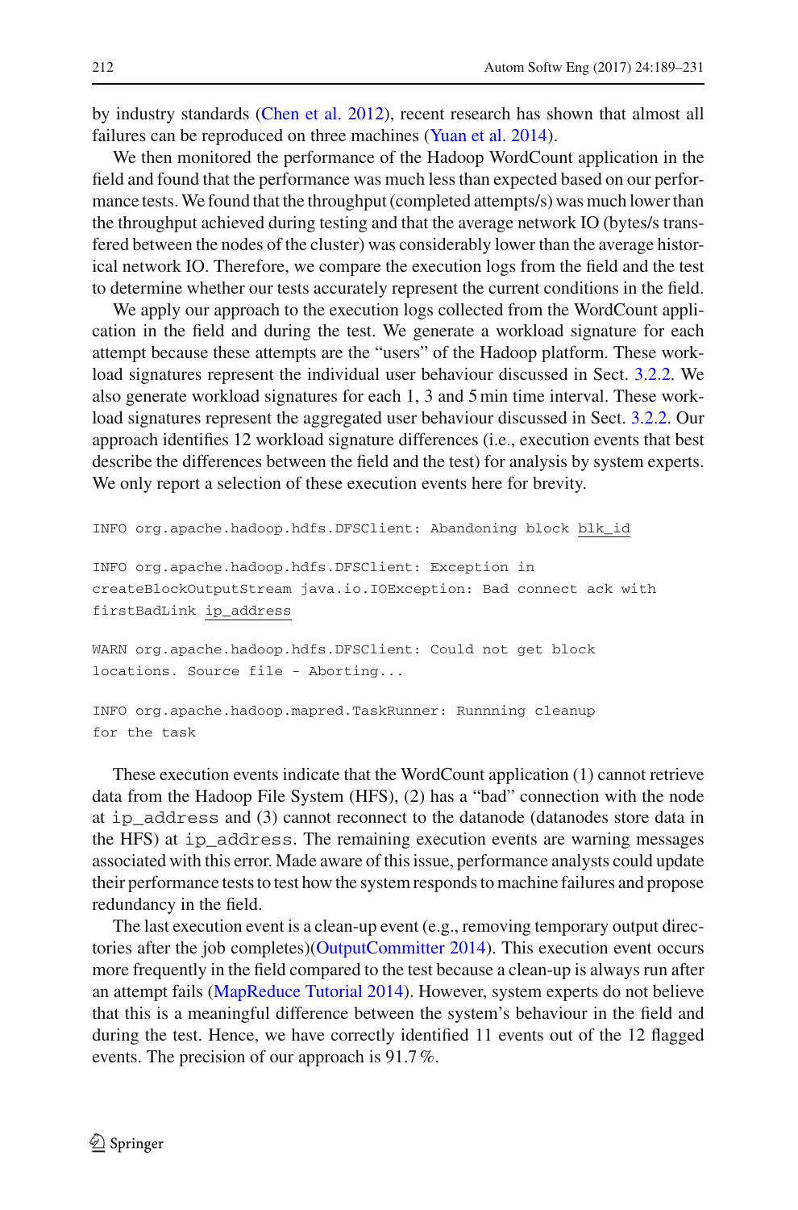by industry standards (Chen et al. 2012), recent research has shown that almost all failures can be reproduced on three machines (Yuan et al. 2014).

We then monitored the performance of the Hadoop WordCount application in the field and found that the performance was much less than expected based on our performance tests. We found that the throughput (completed attempts/s) was much lower than the throughput achieved during testing and that the average network IO (bytes/s transfered between the nodes of the cluster) was considerably lower than the average historical network IO. Therefore, we compare the execution logs from the field and the test to determine whether our tests accurately represent the current conditions in the field.

We apply our approach to the execution logs collected from the WordCount application in the field and during the test. We generate a workload signature for each attempt because these attempts are the "users" of the Hadoop platform. These workload signatures represent the individual user behaviour discussed in Sect. 3.2.2. We also generate workload signatures for each 1, 3 and 5 min time interval. These workload signatures represent the aggregated user behaviour discussed in Sect. 3.2.2. Our approach identifies 12 workload signature differences (i.e., execution events that best describe the differences between the field and the test) for analysis by system experts. We only report a selection of these execution events here for brevity.

```
INFO org.apache.hadoop.hdfs.DFSClient: Abandoning block blk_id

INFO org.apache.hadoop.hdfs.DFSClient: Exception in
createBlockOutputStream java.io.IOException: Bad connect ack with
firstBadLink ip_address

WARN org.apache.hadoop.hdfs.DFSClient: Could not get block
locations. Source file - Aborting...

INFO org.apache.hadoop.mapred.TaskRunner: Runnning cleanup
for the task
```

These execution events indicate that the WordCount application (1) cannot retrieve data from the Hadoop File System (HFS), (2) has a "bad" connection with the node at `ip_address` and (3) cannot reconnect to the datanode (datanodes store data in the HFS) at `ip_address`. The remaining execution events are warning messages associated with this error. Made aware of this issue, performance analysts could update their performance tests to test how the system responds to machine failures and propose redundancy in the field.

The last execution event is a clean-up event (e.g., removing temporary output directories after the job completes)(OutputCommitter 2014). This execution event occurs more frequently in the field compared to the test because a clean-up is always run after an attempt fails (MapReduce Tutorial 2014). However, system experts do not believe that this is a meaningful difference between the system's behaviour in the field and during the test. Hence, we have correctly identified 11 events out of the 12 flagged events. The precision of our approach is 91.7 %.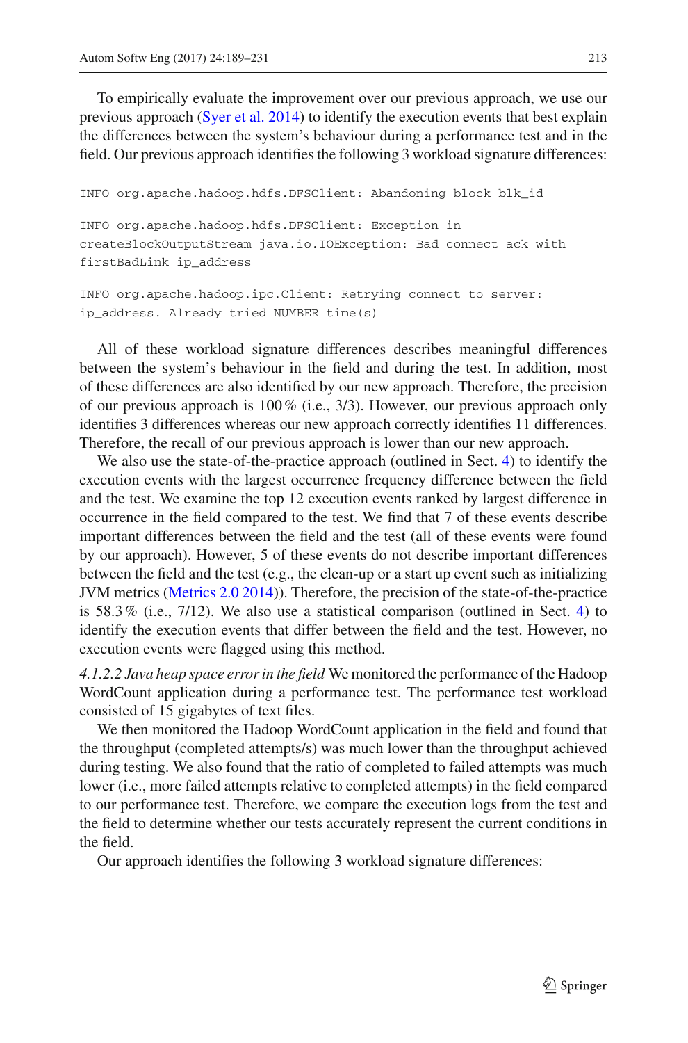To empirically evaluate the improvement over our previous approach, we use our previous approach (Syer et al. 2014) to identify the execution events that best explain the differences between the system's behaviour during a performance test and in the field. Our previous approach identifies the following 3 workload signature differences:

```
INFO org.apache.hadoop.hdfs.DFSClient: Abandoning block blk_id

INFO org.apache.hadoop.hdfs.DFSClient: Exception in
createBlockOutputStream java.io.IOException: Bad connect ack with
firstBadLink ip_address

INFO org.apache.hadoop.ipc.Client: Retrying connect to server:
ip_address. Already tried NUMBER time(s)
```

All of these workload signature differences describes meaningful differences between the system's behaviour in the field and during the test. In addition, most of these differences are also identified by our new approach. Therefore, the precision of our previous approach is 100 % (i.e., 3/3). However, our previous approach only identifies 3 differences whereas our new approach correctly identifies 11 differences. Therefore, the recall of our previous approach is lower than our new approach.

We also use the state-of-the-practice approach (outlined in Sect. 4) to identify the execution events with the largest occurrence frequency difference between the field and the test. We examine the top 12 execution events ranked by largest difference in occurrence in the field compared to the test. We find that 7 of these events describe important differences between the field and the test (all of these events were found by our approach). However, 5 of these events do not describe important differences between the field and the test (e.g., the clean-up or a start up event such as initializing JVM metrics (Metrics 2.0 2014)). Therefore, the precision of the state-of-the-practice is 58.3 % (i.e., 7/12). We also use a statistical comparison (outlined in Sect. 4) to identify the execution events that differ between the field and the test. However, no execution events were flagged using this method.

*4.1.2.2 Java heap space error in the field* We monitored the performance of the Hadoop WordCount application during a performance test. The performance test workload consisted of 15 gigabytes of text files.

We then monitored the Hadoop WordCount application in the field and found that the throughput (completed attempts/s) was much lower than the throughput achieved during testing. We also found that the ratio of completed to failed attempts was much lower (i.e., more failed attempts relative to completed attempts) in the field compared to our performance test. Therefore, we compare the execution logs from the test and the field to determine whether our tests accurately represent the current conditions in the field.

Our approach identifies the following 3 workload signature differences: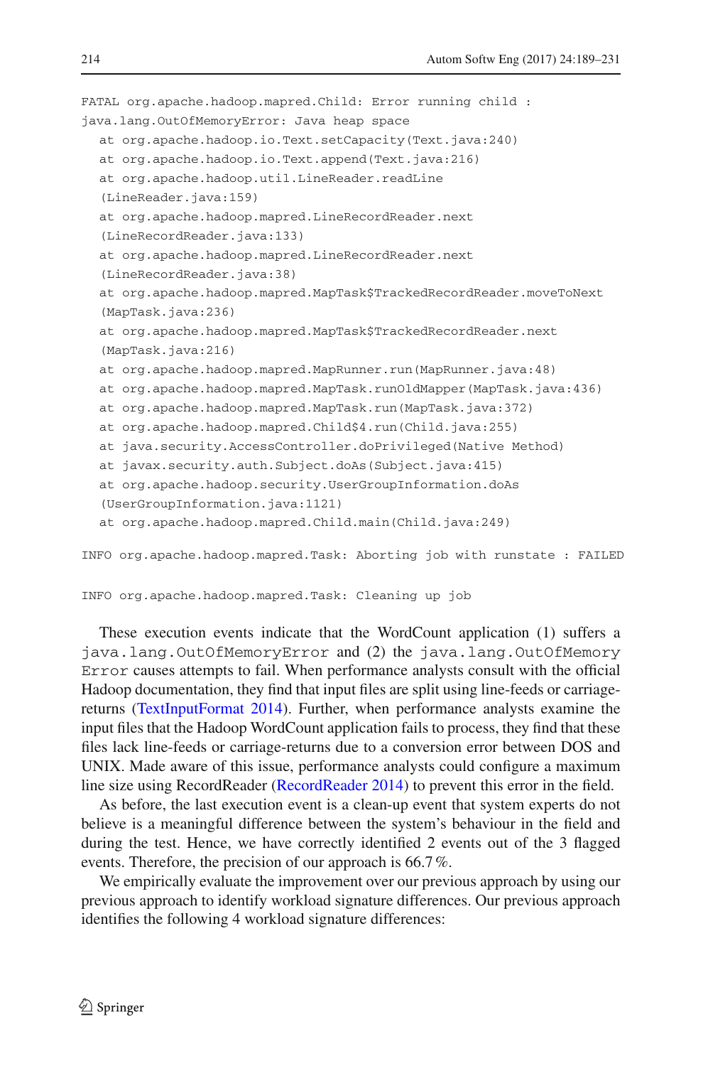```
FATAL org.apache.hadoop.mapred.Child: Error running child :
java.lang.OutOfMemoryError: Java heap space
  at org.apache.hadoop.io.Text.setCapacity(Text.java:240)
  at org.apache.hadoop.io.Text.append(Text.java:216)
  at org.apache.hadoop.util.LineReader.readLine
  (LineReader.java:159)
  at org.apache.hadoop.mapred.LineRecordReader.next
  (LineRecordReader.java:133)
  at org.apache.hadoop.mapred.LineRecordReader.next
  (LineRecordReader.java:38)
  at org.apache.hadoop.mapred.MapTask$TrackedRecordReader.moveToNext
  (MapTask.java:236)
  at org.apache.hadoop.mapred.MapTask$TrackedRecordReader.next
  (MapTask.java:216)
  at org.apache.hadoop.mapred.MapRunner.run(MapRunner.java:48)
  at org.apache.hadoop.mapred.MapTask.runOldMapper(MapTask.java:436)
  at org.apache.hadoop.mapred.MapTask.run(MapTask.java:372)
  at org.apache.hadoop.mapred.Child$4.run(Child.java:255)
  at java.security.AccessController.doPrivileged(Native Method)
  at javax.security.auth.Subject.doAs(Subject.java:415)
  at org.apache.hadoop.security.UserGroupInformation.doAs
  (UserGroupInformation.java:1121)
  at org.apache.hadoop.mapred.Child.main(Child.java:249)

INFO org.apache.hadoop.mapred.Task: Aborting job with runstate : FAILED

INFO org.apache.hadoop.mapred.Task: Cleaning up job
```

These execution events indicate that the WordCount application (1) suffers a `java.lang.OutOfMemoryError` and (2) the `java.lang.OutOfMemoryError` causes attempts to fail. When performance analysts consult with the official Hadoop documentation, they find that input files are split using line-feeds or carriage-returns (TextInputFormat 2014). Further, when performance analysts examine the input files that the Hadoop WordCount application fails to process, they find that these files lack line-feeds or carriage-returns due to a conversion error between DOS and UNIX. Made aware of this issue, performance analysts could configure a maximum line size using RecordReader (RecordReader 2014) to prevent this error in the field.

As before, the last execution event is a clean-up event that system experts do not believe is a meaningful difference between the system's behaviour in the field and during the test. Hence, we have correctly identified 2 events out of the 3 flagged events. Therefore, the precision of our approach is 66.7 %.

We empirically evaluate the improvement over our previous approach by using our previous approach to identify workload signature differences. Our previous approach identifies the following 4 workload signature differences: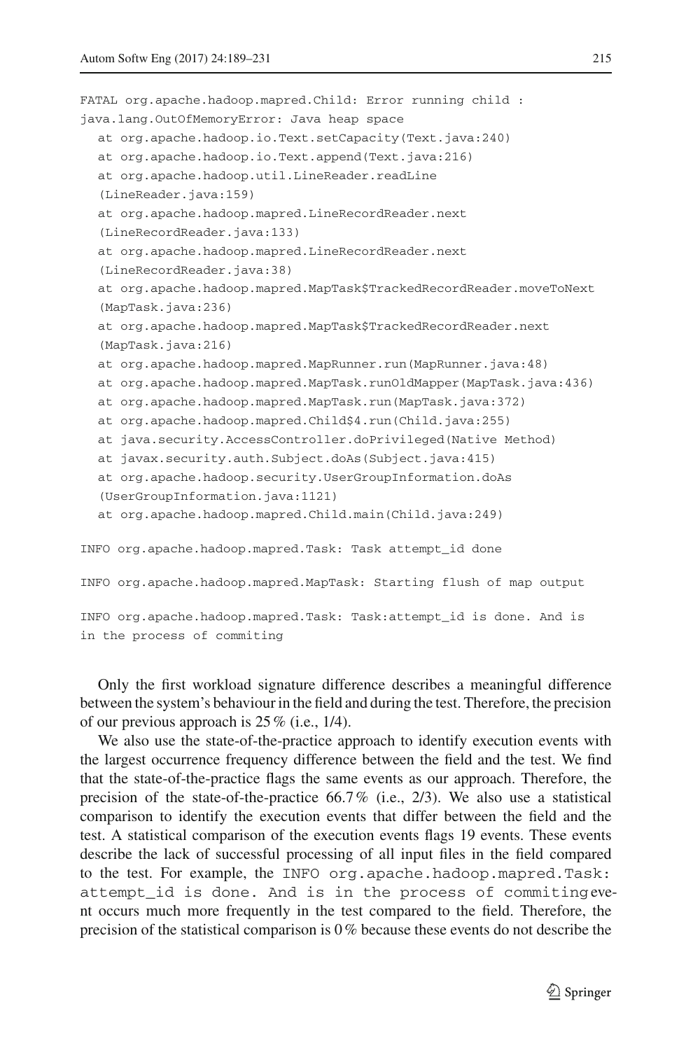```
FATAL org.apache.hadoop.mapred.Child: Error running child :
java.lang.OutOfMemoryError: Java heap space
   at org.apache.hadoop.io.Text.setCapacity(Text.java:240)
   at org.apache.hadoop.io.Text.append(Text.java:216)
   at org.apache.hadoop.util.LineReader.readLine
   (LineReader.java:159)
   at org.apache.hadoop.mapred.LineRecordReader.next
   (LineRecordReader.java:133)
   at org.apache.hadoop.mapred.LineRecordReader.next
   (LineRecordReader.java:38)
   at org.apache.hadoop.mapred.MapTask$TrackedRecordReader.moveToNext
   (MapTask.java:236)
   at org.apache.hadoop.mapred.MapTask$TrackedRecordReader.next
   (MapTask.java:216)
   at org.apache.hadoop.mapred.MapRunner.run(MapRunner.java:48)
   at org.apache.hadoop.mapred.MapTask.runOldMapper(MapTask.java:436)
   at org.apache.hadoop.mapred.MapTask.run(MapTask.java:372)
   at org.apache.hadoop.mapred.Child$4.run(Child.java:255)
   at java.security.AccessController.doPrivileged(Native Method)
   at javax.security.auth.Subject.doAs(Subject.java:415)
   at org.apache.hadoop.security.UserGroupInformation.doAs
   (UserGroupInformation.java:1121)
   at org.apache.hadoop.mapred.Child.main(Child.java:249)

INFO org.apache.hadoop.mapred.Task: Task attempt_id done

INFO org.apache.hadoop.mapred.MapTask: Starting flush of map output

INFO org.apache.hadoop.mapred.Task: Task:attempt_id is done. And is
in the process of commiting
```

Only the first workload signature difference describes a meaningful difference between the system's behaviour in the field and during the test. Therefore, the precision of our previous approach is 25 % (i.e., 1/4).

We also use the state-of-the-practice approach to identify execution events with the largest occurrence frequency difference between the field and the test. We find that the state-of-the-practice flags the same events as our approach. Therefore, the precision of the state-of-the-practice 66.7 % (i.e., 2/3). We also use a statistical comparison to identify the execution events that differ between the field and the test. A statistical comparison of the execution events flags 19 events. These events describe the lack of successful processing of all input files in the field compared to the test. For example, the `INFO org.apache.hadoop.mapred.Task: attempt_id is done. And is in the process of commiting` event occurs much more frequently in the test compared to the field. Therefore, the precision of the statistical comparison is 0 % because these events do not describe the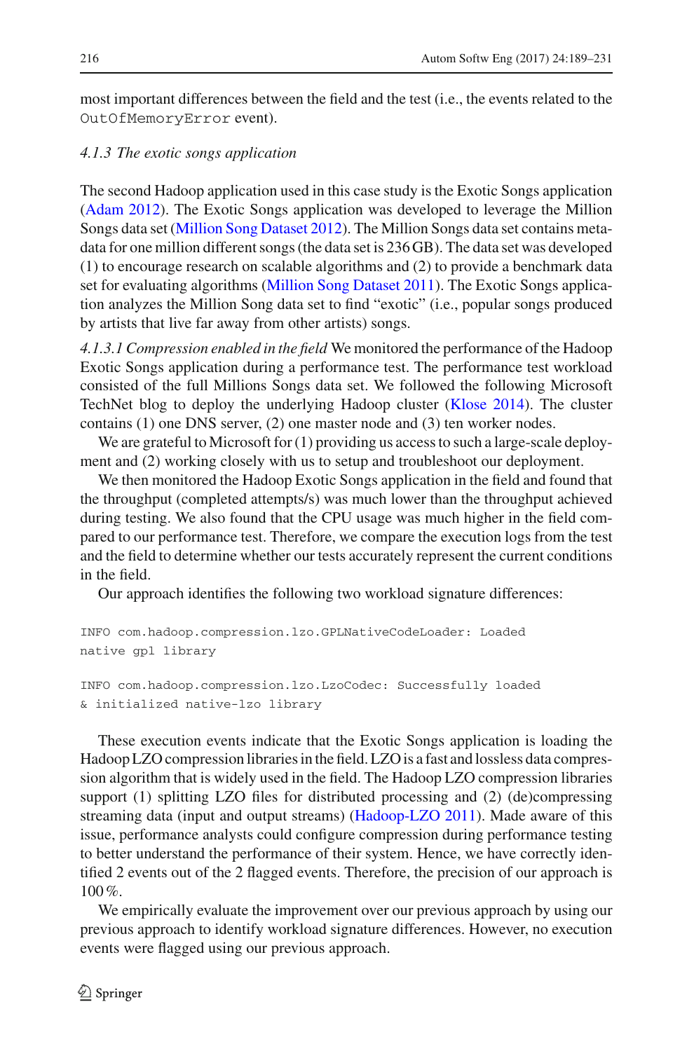most important differences between the field and the test (i.e., the events related to the `OutOfMemoryError` event).

#### *4.1.3 The exotic songs application*

The second Hadoop application used in this case study is the Exotic Songs application (Adam 2012). The Exotic Songs application was developed to leverage the Million Songs data set (Million Song Dataset 2012). The Million Songs data set contains meta-data for one million different songs (the data set is 236 GB). The data set was developed (1) to encourage research on scalable algorithms and (2) to provide a benchmark data set for evaluating algorithms (Million Song Dataset 2011). The Exotic Songs application analyzes the Million Song data set to find "exotic" (i.e., popular songs produced by artists that live far away from other artists) songs.

*4.1.3.1 Compression enabled in the field* We monitored the performance of the Hadoop Exotic Songs application during a performance test. The performance test workload consisted of the full Millions Songs data set. We followed the following Microsoft TechNet blog to deploy the underlying Hadoop cluster (Klose 2014). The cluster contains (1) one DNS server, (2) one master node and (3) ten worker nodes.

We are grateful to Microsoft for (1) providing us access to such a large-scale deployment and (2) working closely with us to setup and troubleshoot our deployment.

We then monitored the Hadoop Exotic Songs application in the field and found that the throughput (completed attempts/s) was much lower than the throughput achieved during testing. We also found that the CPU usage was much higher in the field compared to our performance test. Therefore, we compare the execution logs from the test and the field to determine whether our tests accurately represent the current conditions in the field.

Our approach identifies the following two workload signature differences:

```
INFO com.hadoop.compression.lzo.GPLNativeCodeLoader: Loaded
native gpl library

INFO com.hadoop.compression.lzo.LzoCodec: Successfully loaded
& initialized native-lzo library
```

These execution events indicate that the Exotic Songs application is loading the Hadoop LZO compression libraries in the field. LZO is a fast and lossless data compression algorithm that is widely used in the field. The Hadoop LZO compression libraries support (1) splitting LZO files for distributed processing and (2) (de)compressing streaming data (input and output streams) (Hadoop-LZO 2011). Made aware of this issue, performance analysts could configure compression during performance testing to better understand the performance of their system. Hence, we have correctly identified 2 events out of the 2 flagged events. Therefore, the precision of our approach is 100 %.

We empirically evaluate the improvement over our previous approach by using our previous approach to identify workload signature differences. However, no execution events were flagged using our previous approach.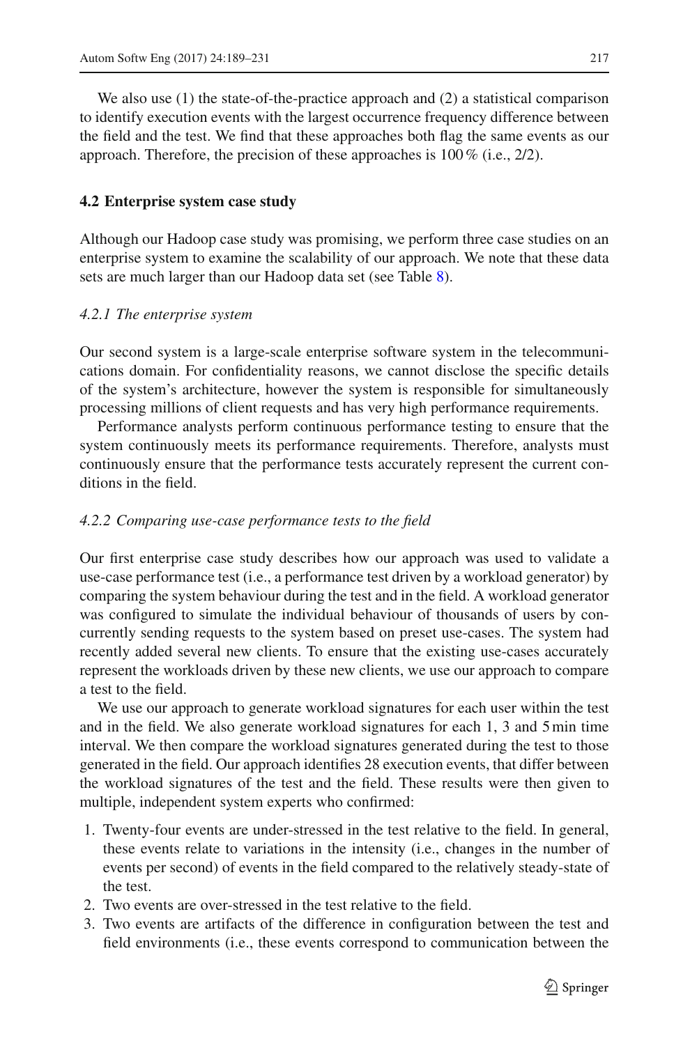We also use (1) the state-of-the-practice approach and (2) a statistical comparison to identify execution events with the largest occurrence frequency difference between the field and the test. We find that these approaches both flag the same events as our approach. Therefore, the precision of these approaches is 100 % (i.e., 2/2).

### 4.2 Enterprise system case study

Although our Hadoop case study was promising, we perform three case studies on an enterprise system to examine the scalability of our approach. We note that these data sets are much larger than our Hadoop data set (see Table 8).

#### *4.2.1 The enterprise system*

Our second system is a large-scale enterprise software system in the telecommunications domain. For confidentiality reasons, we cannot disclose the specific details of the system's architecture, however the system is responsible for simultaneously processing millions of client requests and has very high performance requirements.

Performance analysts perform continuous performance testing to ensure that the system continuously meets its performance requirements. Therefore, analysts must continuously ensure that the performance tests accurately represent the current conditions in the field.

#### *4.2.2 Comparing use-case performance tests to the field*

Our first enterprise case study describes how our approach was used to validate a use-case performance test (i.e., a performance test driven by a workload generator) by comparing the system behaviour during the test and in the field. A workload generator was configured to simulate the individual behaviour of thousands of users by concurrently sending requests to the system based on preset use-cases. The system had recently added several new clients. To ensure that the existing use-cases accurately represent the workloads driven by these new clients, we use our approach to compare a test to the field.

We use our approach to generate workload signatures for each user within the test and in the field. We also generate workload signatures for each 1, 3 and 5 min time interval. We then compare the workload signatures generated during the test to those generated in the field. Our approach identifies 28 execution events, that differ between the workload signatures of the test and the field. These results were then given to multiple, independent system experts who confirmed:

1. Twenty-four events are under-stressed in the test relative to the field. In general, these events relate to variations in the intensity (i.e., changes in the number of events per second) of events in the field compared to the relatively steady-state of the test.
2. Two events are over-stressed in the test relative to the field.
3. Two events are artifacts of the difference in configuration between the test and field environments (i.e., these events correspond to communication between the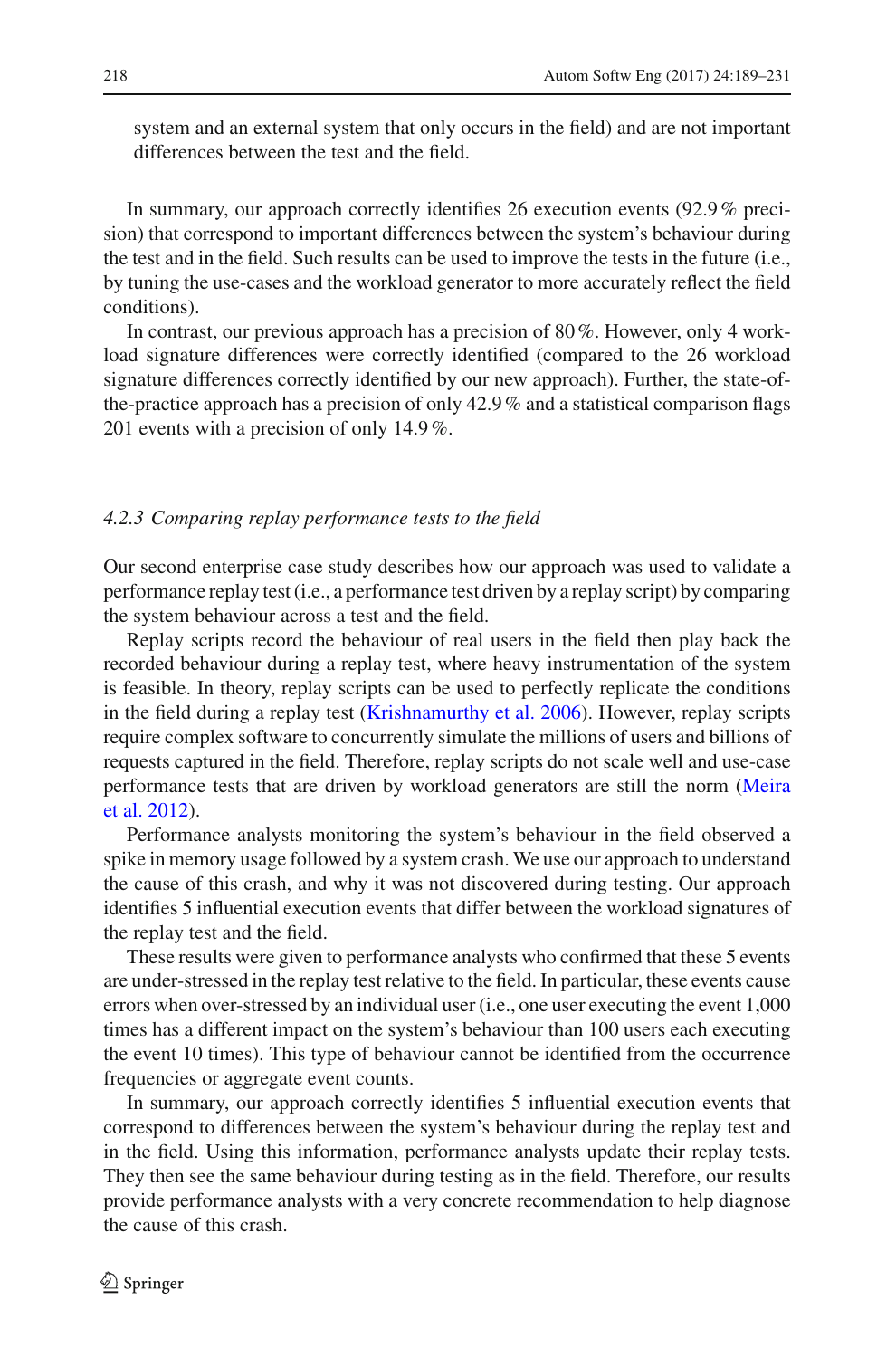system and an external system that only occurs in the field) and are not important differences between the test and the field.

In summary, our approach correctly identifies 26 execution events (92.9 % precision) that correspond to important differences between the system's behaviour during the test and in the field. Such results can be used to improve the tests in the future (i.e., by tuning the use-cases and the workload generator to more accurately reflect the field conditions).

In contrast, our previous approach has a precision of 80 %. However, only 4 workload signature differences were correctly identified (compared to the 26 workload signature differences correctly identified by our new approach). Further, the state-of-the-practice approach has a precision of only 42.9 % and a statistical comparison flags 201 events with a precision of only 14.9 %.

#### *4.2.3 Comparing replay performance tests to the field*

Our second enterprise case study describes how our approach was used to validate a performance replay test (i.e., a performance test driven by a replay script) by comparing the system behaviour across a test and the field.

Replay scripts record the behaviour of real users in the field then play back the recorded behaviour during a replay test, where heavy instrumentation of the system is feasible. In theory, replay scripts can be used to perfectly replicate the conditions in the field during a replay test (Krishnamurthy et al. 2006). However, replay scripts require complex software to concurrently simulate the millions of users and billions of requests captured in the field. Therefore, replay scripts do not scale well and use-case performance tests that are driven by workload generators are still the norm (Meira et al. 2012).

Performance analysts monitoring the system's behaviour in the field observed a spike in memory usage followed by a system crash. We use our approach to understand the cause of this crash, and why it was not discovered during testing. Our approach identifies 5 influential execution events that differ between the workload signatures of the replay test and the field.

These results were given to performance analysts who confirmed that these 5 events are under-stressed in the replay test relative to the field. In particular, these events cause errors when over-stressed by an individual user (i.e., one user executing the event 1,000 times has a different impact on the system's behaviour than 100 users each executing the event 10 times). This type of behaviour cannot be identified from the occurrence frequencies or aggregate event counts.

In summary, our approach correctly identifies 5 influential execution events that correspond to differences between the system's behaviour during the replay test and in the field. Using this information, performance analysts update their replay tests. They then see the same behaviour during testing as in the field. Therefore, our results provide performance analysts with a very concrete recommendation to help diagnose the cause of this crash.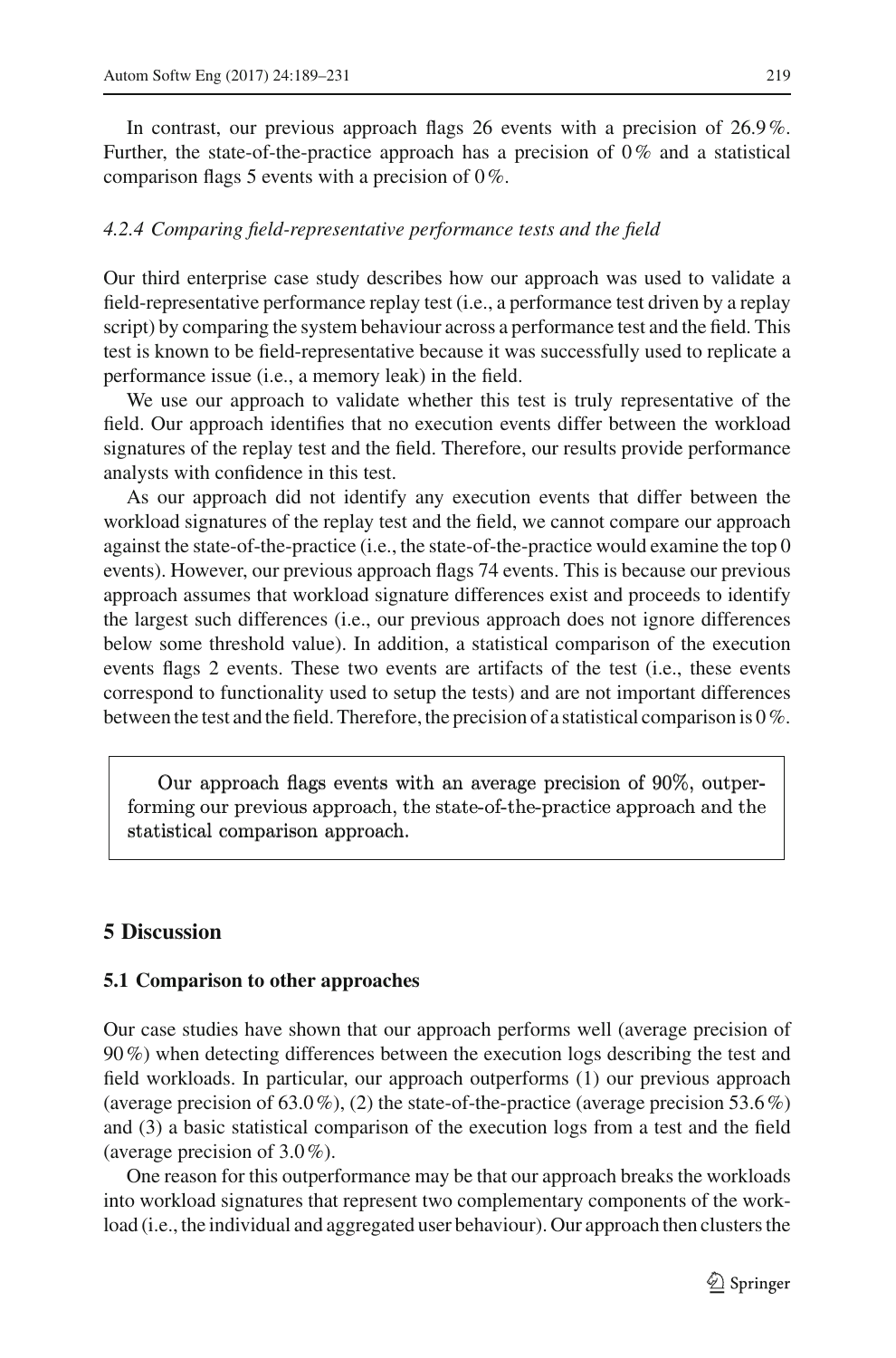In contrast, our previous approach flags 26 events with a precision of 26.9 %. Further, the state-of-the-practice approach has a precision of 0 % and a statistical comparison flags 5 events with a precision of 0 %.

#### *4.2.4 Comparing field-representative performance tests and the field*

Our third enterprise case study describes how our approach was used to validate a field-representative performance replay test (i.e., a performance test driven by a replay script) by comparing the system behaviour across a performance test and the field. This test is known to be field-representative because it was successfully used to replicate a performance issue (i.e., a memory leak) in the field.

We use our approach to validate whether this test is truly representative of the field. Our approach identifies that no execution events differ between the workload signatures of the replay test and the field. Therefore, our results provide performance analysts with confidence in this test.

As our approach did not identify any execution events that differ between the workload signatures of the replay test and the field, we cannot compare our approach against the state-of-the-practice (i.e., the state-of-the-practice would examine the top 0 events). However, our previous approach flags 74 events. This is because our previous approach assumes that workload signature differences exist and proceeds to identify the largest such differences (i.e., our previous approach does not ignore differences below some threshold value). In addition, a statistical comparison of the execution events flags 2 events. These two events are artifacts of the test (i.e., these events correspond to functionality used to setup the tests) and are not important differences between the test and the field. Therefore, the precision of a statistical comparison is 0 %.

> Our approach flags events with an average precision of 90%, outperforming our previous approach, the state-of-the-practice approach and the statistical comparison approach.

## 5 Discussion

### 5.1 Comparison to other approaches

Our case studies have shown that our approach performs well (average precision of 90 %) when detecting differences between the execution logs describing the test and field workloads. In particular, our approach outperforms (1) our previous approach (average precision of 63.0 %), (2) the state-of-the-practice (average precision 53.6 %) and (3) a basic statistical comparison of the execution logs from a test and the field (average precision of 3.0 %).

One reason for this outperformance may be that our approach breaks the workloads into workload signatures that represent two complementary components of the workload (i.e., the individual and aggregated user behaviour). Our approach then clusters the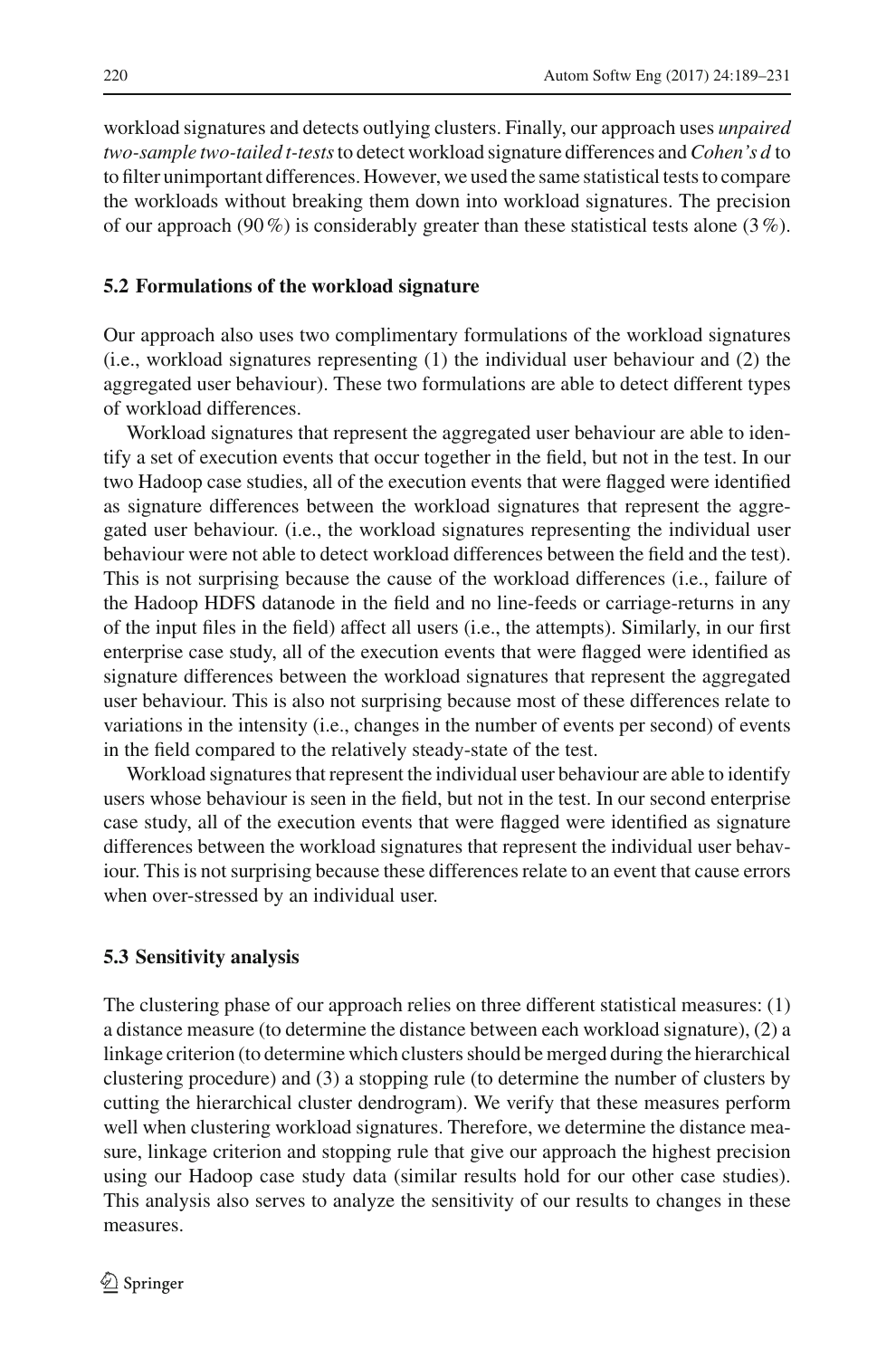workload signatures and detects outlying clusters. Finally, our approach uses *unpaired two-sample two-tailed t-tests* to detect workload signature differences and *Cohen's d* to to filter unimportant differences. However, we used the same statistical tests to compare the workloads without breaking them down into workload signatures. The precision of our approach (90 %) is considerably greater than these statistical tests alone (3 %).

### 5.2 Formulations of the workload signature

Our approach also uses two complimentary formulations of the workload signatures (i.e., workload signatures representing (1) the individual user behaviour and (2) the aggregated user behaviour). These two formulations are able to detect different types of workload differences.

Workload signatures that represent the aggregated user behaviour are able to identify a set of execution events that occur together in the field, but not in the test. In our two Hadoop case studies, all of the execution events that were flagged were identified as signature differences between the workload signatures that represent the aggregated user behaviour. (i.e., the workload signatures representing the individual user behaviour were not able to detect workload differences between the field and the test). This is not surprising because the cause of the workload differences (i.e., failure of the Hadoop HDFS datanode in the field and no line-feeds or carriage-returns in any of the input files in the field) affect all users (i.e., the attempts). Similarly, in our first enterprise case study, all of the execution events that were flagged were identified as signature differences between the workload signatures that represent the aggregated user behaviour. This is also not surprising because most of these differences relate to variations in the intensity (i.e., changes in the number of events per second) of events in the field compared to the relatively steady-state of the test.

Workload signatures that represent the individual user behaviour are able to identify users whose behaviour is seen in the field, but not in the test. In our second enterprise case study, all of the execution events that were flagged were identified as signature differences between the workload signatures that represent the individual user behaviour. This is not surprising because these differences relate to an event that cause errors when over-stressed by an individual user.

### 5.3 Sensitivity analysis

The clustering phase of our approach relies on three different statistical measures: (1) a distance measure (to determine the distance between each workload signature), (2) a linkage criterion (to determine which clusters should be merged during the hierarchical clustering procedure) and (3) a stopping rule (to determine the number of clusters by cutting the hierarchical cluster dendrogram). We verify that these measures perform well when clustering workload signatures. Therefore, we determine the distance measure, linkage criterion and stopping rule that give our approach the highest precision using our Hadoop case study data (similar results hold for our other case studies). This analysis also serves to analyze the sensitivity of our results to changes in these measures.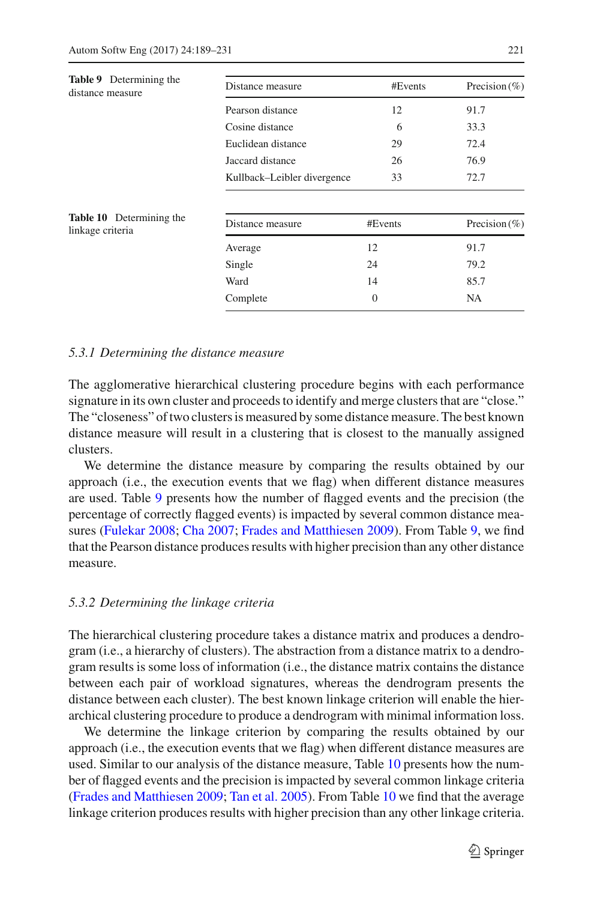**Table 9** Determining the distance measure

| Distance measure | #Events | Precision (%) |
|---|---|---|
| Pearson distance | 12 | 91.7 |
| Cosine distance | 6 | 33.3 |
| Euclidean distance | 29 | 72.4 |
| Jaccard distance | 26 | 76.9 |
| Kullback–Leibler divergence | 33 | 72.7 |

**Table 10** Determining the linkage criteria

| Distance measure | #Events | Precision (%) |
|---|---|---|
| Average | 12 | 91.7 |
| Single | 24 | 79.2 |
| Ward | 14 | 85.7 |
| Complete | 0 | NA |

#### *5.3.1 Determining the distance measure*

The agglomerative hierarchical clustering procedure begins with each performance signature in its own cluster and proceeds to identify and merge clusters that are "close." The "closeness" of two clusters is measured by some distance measure. The best known distance measure will result in a clustering that is closest to the manually assigned clusters.

We determine the distance measure by comparing the results obtained by our approach (i.e., the execution events that we flag) when different distance measures are used. Table 9 presents how the number of flagged events and the precision (the percentage of correctly flagged events) is impacted by several common distance measures (Fulekar 2008; Cha 2007; Frades and Matthiesen 2009). From Table 9, we find that the Pearson distance produces results with higher precision than any other distance measure.

#### *5.3.2 Determining the linkage criteria*

The hierarchical clustering procedure takes a distance matrix and produces a dendrogram (i.e., a hierarchy of clusters). The abstraction from a distance matrix to a dendrogram results is some loss of information (i.e., the distance matrix contains the distance between each pair of workload signatures, whereas the dendrogram presents the distance between each cluster). The best known linkage criterion will enable the hierarchical clustering procedure to produce a dendrogram with minimal information loss.

We determine the linkage criterion by comparing the results obtained by our approach (i.e., the execution events that we flag) when different distance measures are used. Similar to our analysis of the distance measure, Table 10 presents how the number of flagged events and the precision is impacted by several common linkage criteria (Frades and Matthiesen 2009; Tan et al. 2005). From Table 10 we find that the average linkage criterion produces results with higher precision than any other linkage criteria.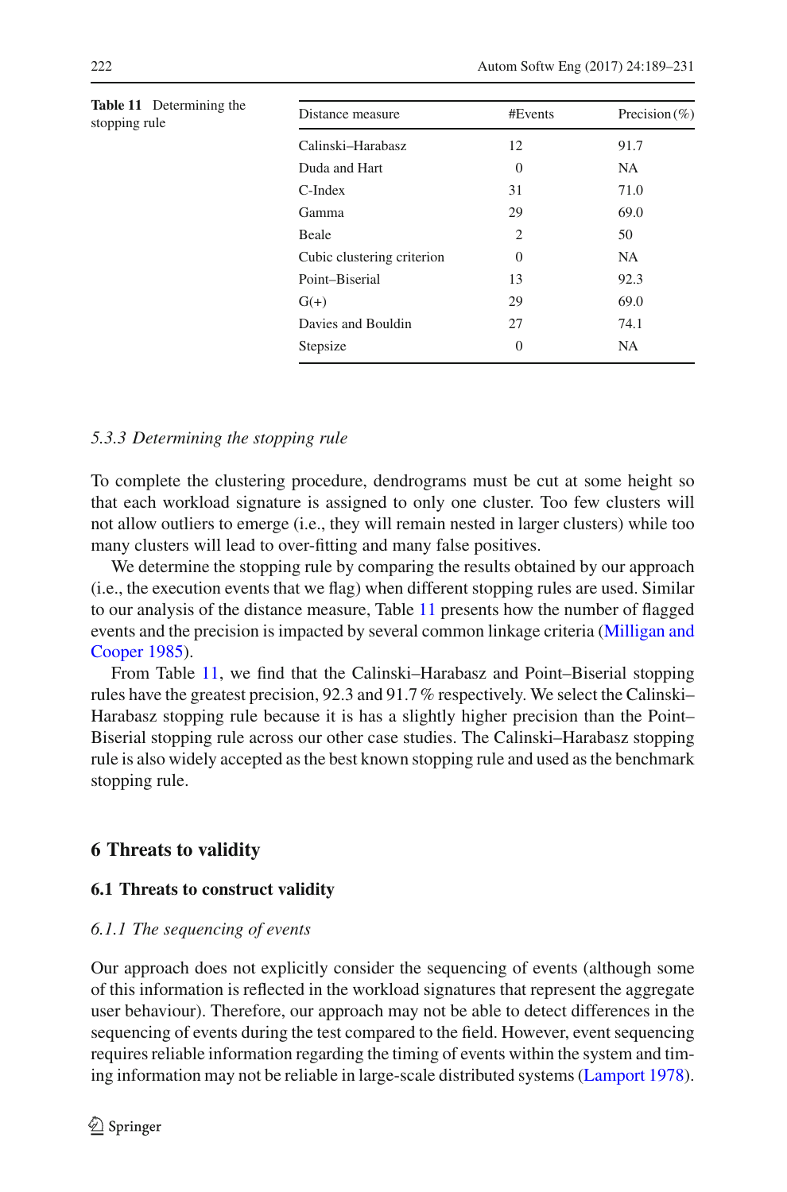**Table 11** Determining the stopping rule

| Distance measure | #Events | Precision (%) |
|---|---|---|
| Calinski–Harabasz | 12 | 91.7 |
| Duda and Hart | 0 | NA |
| C-Index | 31 | 71.0 |
| Gamma | 29 | 69.0 |
| Beale | 2 | 50 |
| Cubic clustering criterion | 0 | NA |
| Point–Biserial | 13 | 92.3 |
| G(+) | 29 | 69.0 |
| Davies and Bouldin | 27 | 74.1 |
| Stepsize | 0 | NA |

#### *5.3.3 Determining the stopping rule*

To complete the clustering procedure, dendrograms must be cut at some height so that each workload signature is assigned to only one cluster. Too few clusters will not allow outliers to emerge (i.e., they will remain nested in larger clusters) while too many clusters will lead to over-fitting and many false positives.

We determine the stopping rule by comparing the results obtained by our approach (i.e., the execution events that we flag) when different stopping rules are used. Similar to our analysis of the distance measure, Table 11 presents how the number of flagged events and the precision is impacted by several common linkage criteria (Milligan and Cooper 1985).

From Table 11, we find that the Calinski–Harabasz and Point–Biserial stopping rules have the greatest precision, 92.3 and 91.7 % respectively. We select the Calinski–Harabasz stopping rule because it is has a slightly higher precision than the Point–Biserial stopping rule across our other case studies. The Calinski–Harabasz stopping rule is also widely accepted as the best known stopping rule and used as the benchmark stopping rule.

## 6 Threats to validity

### 6.1 Threats to construct validity

#### *6.1.1 The sequencing of events*

Our approach does not explicitly consider the sequencing of events (although some of this information is reflected in the workload signatures that represent the aggregate user behaviour). Therefore, our approach may not be able to detect differences in the sequencing of events during the test compared to the field. However, event sequencing requires reliable information regarding the timing of events within the system and timing information may not be reliable in large-scale distributed systems (Lamport 1978).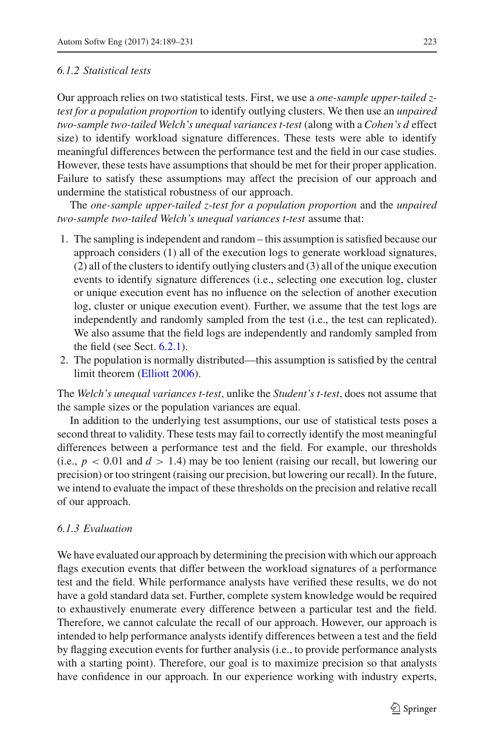#### 6.1.2 Statistical tests

Our approach relies on two statistical tests. First, we use a *one-sample upper-tailed z-test for a population proportion* to identify outlying clusters. We then use an *unpaired two-sample two-tailed Welch's unequal variances t-test* (along with a *Cohen's d* effect size) to identify workload signature differences. These tests were able to identify meaningful differences between the performance test and the field in our case studies. However, these tests have assumptions that should be met for their proper application. Failure to satisfy these assumptions may affect the precision of our approach and undermine the statistical robustness of our approach.

The *one-sample upper-tailed z-test for a population proportion* and the *unpaired two-sample two-tailed Welch's unequal variances t-test* assume that:

1. The sampling is independent and random – this assumption is satisfied because our approach considers (1) all of the execution logs to generate workload signatures, (2) all of the clusters to identify outlying clusters and (3) all of the unique execution events to identify signature differences (i.e., selecting one execution log, cluster or unique execution event has no influence on the selection of another execution log, cluster or unique execution event). Further, we assume that the test logs are independently and randomly sampled from the test (i.e., the test can replicated). We also assume that the field logs are independently and randomly sampled from the field (see Sect. 6.2.1).
2. The population is normally distributed—this assumption is satisfied by the central limit theorem (Elliott 2006).

The *Welch's unequal variances t-test*, unlike the *Student's t-test*, does not assume that the sample sizes or the population variances are equal.

In addition to the underlying test assumptions, our use of statistical tests poses a second threat to validity. These tests may fail to correctly identify the most meaningful differences between a performance test and the field. For example, our thresholds (i.e., $p < 0.01$ and $d > 1.4$) may be too lenient (raising our recall, but lowering our precision) or too stringent (raising our precision, but lowering our recall). In the future, we intend to evaluate the impact of these thresholds on the precision and relative recall of our approach.

#### 6.1.3 Evaluation

We have evaluated our approach by determining the precision with which our approach flags execution events that differ between the workload signatures of a performance test and the field. While performance analysts have verified these results, we do not have a gold standard data set. Further, complete system knowledge would be required to exhaustively enumerate every difference between a particular test and the field. Therefore, we cannot calculate the recall of our approach. However, our approach is intended to help performance analysts identify differences between a test and the field by flagging execution events for further analysis (i.e., to provide performance analysts with a starting point). Therefore, our goal is to maximize precision so that analysts have confidence in our approach. In our experience working with industry experts,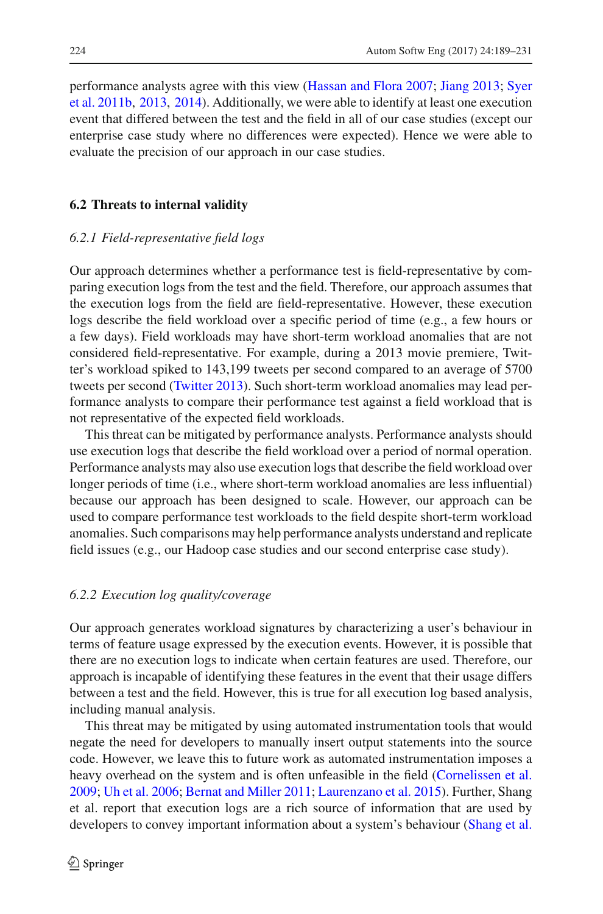performance analysts agree with this view (Hassan and Flora 2007; Jiang 2013; Syer et al. 2011b, 2013, 2014). Additionally, we were able to identify at least one execution event that differed between the test and the field in all of our case studies (except our enterprise case study where no differences were expected). Hence we were able to evaluate the precision of our approach in our case studies.

### 6.2 Threats to internal validity

#### *6.2.1 Field-representative field logs*

Our approach determines whether a performance test is field-representative by comparing execution logs from the test and the field. Therefore, our approach assumes that the execution logs from the field are field-representative. However, these execution logs describe the field workload over a specific period of time (e.g., a few hours or a few days). Field workloads may have short-term workload anomalies that are not considered field-representative. For example, during a 2013 movie premiere, Twitter's workload spiked to 143,199 tweets per second compared to an average of 5700 tweets per second (Twitter 2013). Such short-term workload anomalies may lead performance analysts to compare their performance test against a field workload that is not representative of the expected field workloads.

This threat can be mitigated by performance analysts. Performance analysts should use execution logs that describe the field workload over a period of normal operation. Performance analysts may also use execution logs that describe the field workload over longer periods of time (i.e., where short-term workload anomalies are less influential) because our approach has been designed to scale. However, our approach can be used to compare performance test workloads to the field despite short-term workload anomalies. Such comparisons may help performance analysts understand and replicate field issues (e.g., our Hadoop case studies and our second enterprise case study).

#### *6.2.2 Execution log quality/coverage*

Our approach generates workload signatures by characterizing a user's behaviour in terms of feature usage expressed by the execution events. However, it is possible that there are no execution logs to indicate when certain features are used. Therefore, our approach is incapable of identifying these features in the event that their usage differs between a test and the field. However, this is true for all execution log based analysis, including manual analysis.

This threat may be mitigated by using automated instrumentation tools that would negate the need for developers to manually insert output statements into the source code. However, we leave this to future work as automated instrumentation imposes a heavy overhead on the system and is often unfeasible in the field (Cornelissen et al. 2009; Uh et al. 2006; Bernat and Miller 2011; Laurenzano et al. 2015). Further, Shang et al. report that execution logs are a rich source of information that are used by developers to convey important information about a system's behaviour (Shang et al.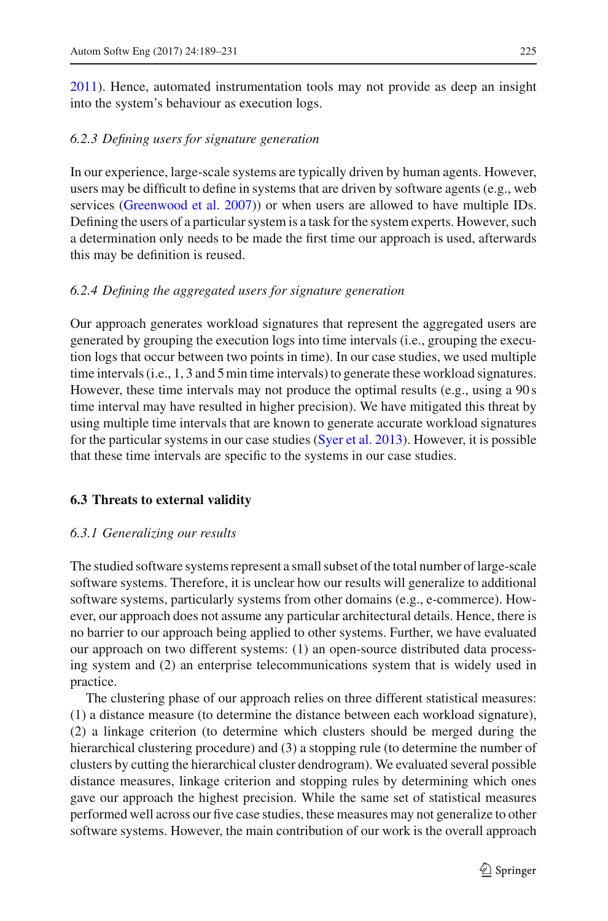2011). Hence, automated instrumentation tools may not provide as deep an insight into the system's behaviour as execution logs.

#### *6.2.3 Defining users for signature generation*

In our experience, large-scale systems are typically driven by human agents. However, users may be difficult to define in systems that are driven by software agents (e.g., web services (Greenwood et al. 2007)) or when users are allowed to have multiple IDs. Defining the users of a particular system is a task for the system experts. However, such a determination only needs to be made the first time our approach is used, afterwards this may be definition is reused.

#### *6.2.4 Defining the aggregated users for signature generation*

Our approach generates workload signatures that represent the aggregated users are generated by grouping the execution logs into time intervals (i.e., grouping the execution logs that occur between two points in time). In our case studies, we used multiple time intervals (i.e., 1, 3 and 5 min time intervals) to generate these workload signatures. However, these time intervals may not produce the optimal results (e.g., using a 90 s time interval may have resulted in higher precision). We have mitigated this threat by using multiple time intervals that are known to generate accurate workload signatures for the particular systems in our case studies (Syer et al. 2013). However, it is possible that these time intervals are specific to the systems in our case studies.

### **6.3 Threats to external validity**

#### *6.3.1 Generalizing our results*

The studied software systems represent a small subset of the total number of large-scale software systems. Therefore, it is unclear how our results will generalize to additional software systems, particularly systems from other domains (e.g., e-commerce). However, our approach does not assume any particular architectural details. Hence, there is no barrier to our approach being applied to other systems. Further, we have evaluated our approach on two different systems: (1) an open-source distributed data processing system and (2) an enterprise telecommunications system that is widely used in practice.

The clustering phase of our approach relies on three different statistical measures: (1) a distance measure (to determine the distance between each workload signature), (2) a linkage criterion (to determine which clusters should be merged during the hierarchical clustering procedure) and (3) a stopping rule (to determine the number of clusters by cutting the hierarchical cluster dendrogram). We evaluated several possible distance measures, linkage criterion and stopping rules by determining which ones gave our approach the highest precision. While the same set of statistical measures performed well across our five case studies, these measures may not generalize to other software systems. However, the main contribution of our work is the overall approach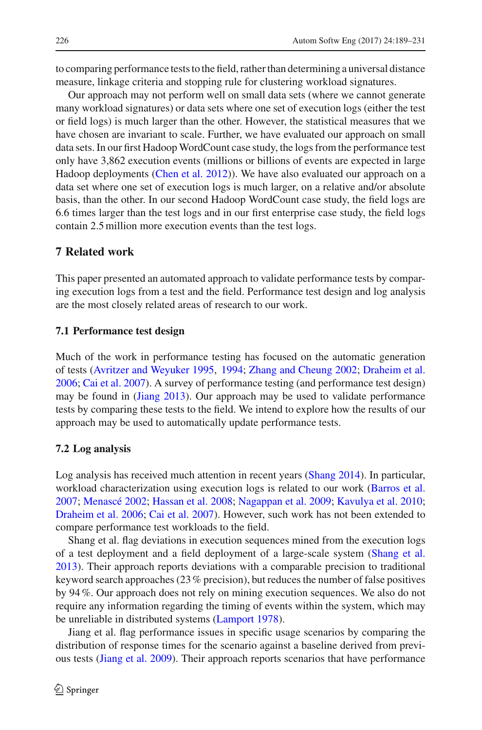to comparing performance tests to the field, rather than determining a universal distance measure, linkage criteria and stopping rule for clustering workload signatures.

Our approach may not perform well on small data sets (where we cannot generate many workload signatures) or data sets where one set of execution logs (either the test or field logs) is much larger than the other. However, the statistical measures that we have chosen are invariant to scale. Further, we have evaluated our approach on small data sets. In our first Hadoop WordCount case study, the logs from the performance test only have 3,862 execution events (millions or billions of events are expected in large Hadoop deployments (Chen et al. 2012)). We have also evaluated our approach on a data set where one set of execution logs is much larger, on a relative and/or absolute basis, than the other. In our second Hadoop WordCount case study, the field logs are 6.6 times larger than the test logs and in our first enterprise case study, the field logs contain 2.5 million more execution events than the test logs.

## 7 Related work

This paper presented an automated approach to validate performance tests by comparing execution logs from a test and the field. Performance test design and log analysis are the most closely related areas of research to our work.

### 7.1 Performance test design

Much of the work in performance testing has focused on the automatic generation of tests (Avritzer and Weyuker 1995, 1994; Zhang and Cheung 2002; Draheim et al. 2006; Cai et al. 2007). A survey of performance testing (and performance test design) may be found in (Jiang 2013). Our approach may be used to validate performance tests by comparing these tests to the field. We intend to explore how the results of our approach may be used to automatically update performance tests.

### 7.2 Log analysis

Log analysis has received much attention in recent years (Shang 2014). In particular, workload characterization using execution logs is related to our work (Barros et al. 2007; Menascé 2002; Hassan et al. 2008; Nagappan et al. 2009; Kavulya et al. 2010; Draheim et al. 2006; Cai et al. 2007). However, such work has not been extended to compare performance test workloads to the field.

Shang et al. flag deviations in execution sequences mined from the execution logs of a test deployment and a field deployment of a large-scale system (Shang et al. 2013). Their approach reports deviations with a comparable precision to traditional keyword search approaches (23 % precision), but reduces the number of false positives by 94 %. Our approach does not rely on mining execution sequences. We also do not require any information regarding the timing of events within the system, which may be unreliable in distributed systems (Lamport 1978).

Jiang et al. flag performance issues in specific usage scenarios by comparing the distribution of response times for the scenario against a baseline derived from previous tests (Jiang et al. 2009). Their approach reports scenarios that have performance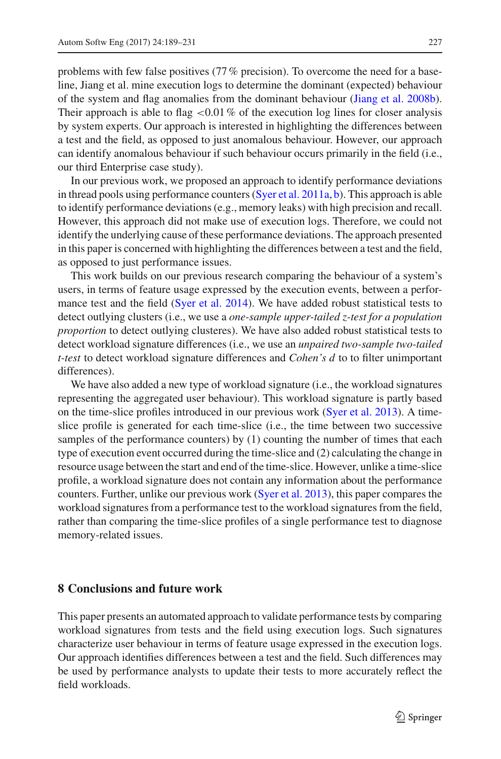problems with few false positives (77 % precision). To overcome the need for a baseline, Jiang et al. mine execution logs to determine the dominant (expected) behaviour of the system and flag anomalies from the dominant behaviour (Jiang et al. 2008b). Their approach is able to flag $<0.01$ % of the execution log lines for closer analysis by system experts. Our approach is interested in highlighting the differences between a test and the field, as opposed to just anomalous behaviour. However, our approach can identify anomalous behaviour if such behaviour occurs primarily in the field (i.e., our third Enterprise case study).

In our previous work, we proposed an approach to identify performance deviations in thread pools using performance counters (Syer et al. 2011a, b). This approach is able to identify performance deviations (e.g., memory leaks) with high precision and recall. However, this approach did not make use of execution logs. Therefore, we could not identify the underlying cause of these performance deviations. The approach presented in this paper is concerned with highlighting the differences between a test and the field, as opposed to just performance issues.

This work builds on our previous research comparing the behaviour of a system's users, in terms of feature usage expressed by the execution events, between a performance test and the field (Syer et al. 2014). We have added robust statistical tests to detect outlying clusters (i.e., we use a *one-sample upper-tailed z-test for a population proportion* to detect outlying clusteres). We have also added robust statistical tests to detect workload signature differences (i.e., we use an *unpaired two-sample two-tailed t-test* to detect workload signature differences and *Cohen's d* to to filter unimportant differences).

We have also added a new type of workload signature (i.e., the workload signatures representing the aggregated user behaviour). This workload signature is partly based on the time-slice profiles introduced in our previous work (Syer et al. 2013). A time-slice profile is generated for each time-slice (i.e., the time between two successive samples of the performance counters) by (1) counting the number of times that each type of execution event occurred during the time-slice and (2) calculating the change in resource usage between the start and end of the time-slice. However, unlike a time-slice profile, a workload signature does not contain any information about the performance counters. Further, unlike our previous work (Syer et al. 2013), this paper compares the workload signatures from a performance test to the workload signatures from the field, rather than comparing the time-slice profiles of a single performance test to diagnose memory-related issues.

## 8 Conclusions and future work

This paper presents an automated approach to validate performance tests by comparing workload signatures from tests and the field using execution logs. Such signatures characterize user behaviour in terms of feature usage expressed in the execution logs. Our approach identifies differences between a test and the field. Such differences may be used by performance analysts to update their tests to more accurately reflect the field workloads.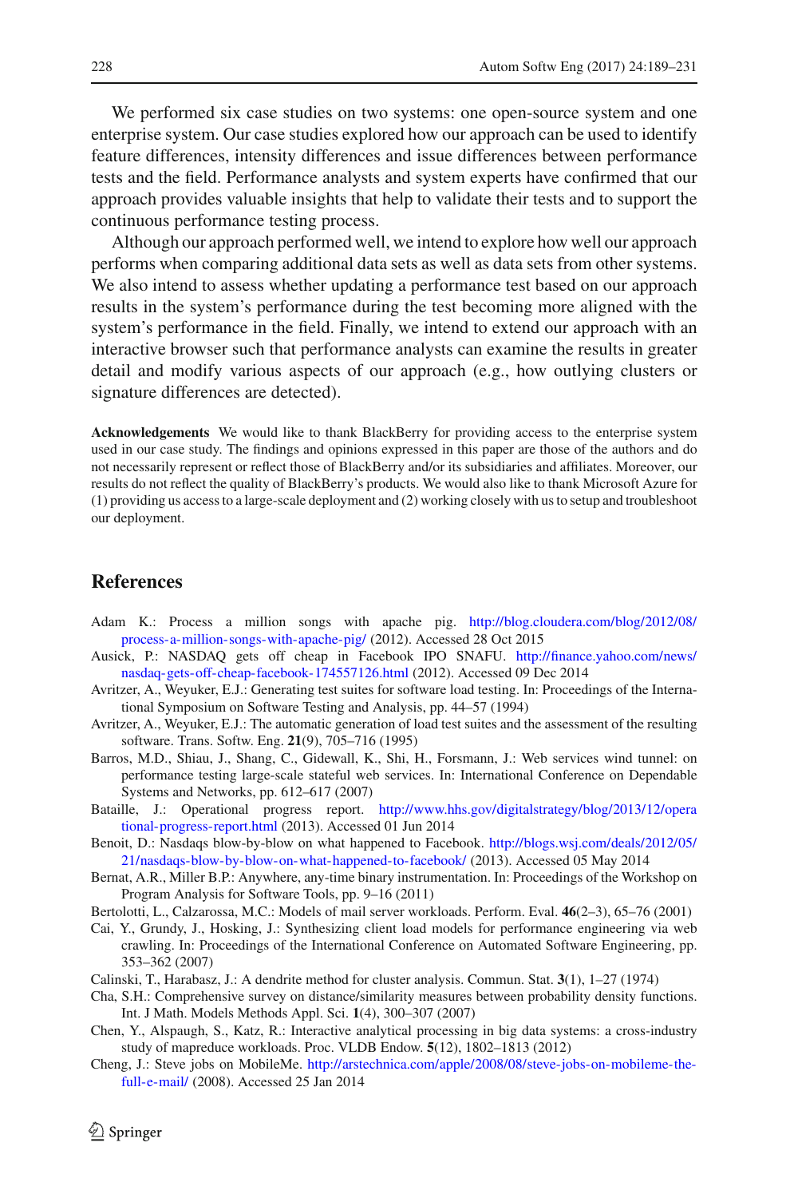We performed six case studies on two systems: one open-source system and one enterprise system. Our case studies explored how our approach can be used to identify feature differences, intensity differences and issue differences between performance tests and the field. Performance analysts and system experts have confirmed that our approach provides valuable insights that help to validate their tests and to support the continuous performance testing process.

Although our approach performed well, we intend to explore how well our approach performs when comparing additional data sets as well as data sets from other systems. We also intend to assess whether updating a performance test based on our approach results in the system's performance during the test becoming more aligned with the system's performance in the field. Finally, we intend to extend our approach with an interactive browser such that performance analysts can examine the results in greater detail and modify various aspects of our approach (e.g., how outlying clusters or signature differences are detected).

**Acknowledgements** We would like to thank BlackBerry for providing access to the enterprise system used in our case study. The findings and opinions expressed in this paper are those of the authors and do not necessarily represent or reflect those of BlackBerry and/or its subsidiaries and affiliates. Moreover, our results do not reflect the quality of BlackBerry's products. We would also like to thank Microsoft Azure for (1) providing us access to a large-scale deployment and (2) working closely with us to setup and troubleshoot our deployment.

## References

Adam K.: Process a million songs with apache pig. http://blog.cloudera.com/blog/2012/08/process-a-million-songs-with-apache-pig/ (2012). Accessed 28 Oct 2015

Ausick, P.: NASDAQ gets off cheap in Facebook IPO SNAFU. http://finance.yahoo.com/news/nasdaq-gets-off-cheap-facebook-174557126.html (2012). Accessed 09 Dec 2014

Avritzer, A., Weyuker, E.J.: Generating test suites for software load testing. In: Proceedings of the International Symposium on Software Testing and Analysis, pp. 44–57 (1994)

Avritzer, A., Weyuker, E.J.: The automatic generation of load test suites and the assessment of the resulting software. Trans. Softw. Eng. **21**(9), 705–716 (1995)

Barros, M.D., Shiau, J., Shang, C., Gidewall, K., Shi, H., Forsmann, J.: Web services wind tunnel: on performance testing large-scale stateful web services. In: International Conference on Dependable Systems and Networks, pp. 612–617 (2007)

Bataille, J.: Operational progress report. http://www.hhs.gov/digitalstrategy/blog/2013/12/operational-progress-report.html (2013). Accessed 01 Jun 2014

Benoit, D.: Nasdaqs blow-by-blow on what happened to Facebook. http://blogs.wsj.com/deals/2012/05/21/nasdaqs-blow-by-blow-on-what-happened-to-facebook/ (2013). Accessed 05 May 2014

Bernat, A.R., Miller B.P.: Anywhere, any-time binary instrumentation. In: Proceedings of the Workshop on Program Analysis for Software Tools, pp. 9–16 (2011)

Bertolotti, L., Calzarossa, M.C.: Models of mail server workloads. Perform. Eval. **46**(2–3), 65–76 (2001)

Cai, Y., Grundy, J., Hosking, J.: Synthesizing client load models for performance engineering via web crawling. In: Proceedings of the International Conference on Automated Software Engineering, pp. 353–362 (2007)

Calinski, T., Harabasz, J.: A dendrite method for cluster analysis. Commun. Stat. **3**(1), 1–27 (1974)

Cha, S.H.: Comprehensive survey on distance/similarity measures between probability density functions. Int. J Math. Models Methods Appl. Sci. **1**(4), 300–307 (2007)

Chen, Y., Alspaugh, S., Katz, R.: Interactive analytical processing in big data systems: a cross-industry study of mapreduce workloads. Proc. VLDB Endow. **5**(12), 1802–1813 (2012)

Cheng, J.: Steve jobs on MobileMe. http://arstechnica.com/apple/2008/08/steve-jobs-on-mobileme-the-full-e-mail/ (2008). Accessed 25 Jan 2014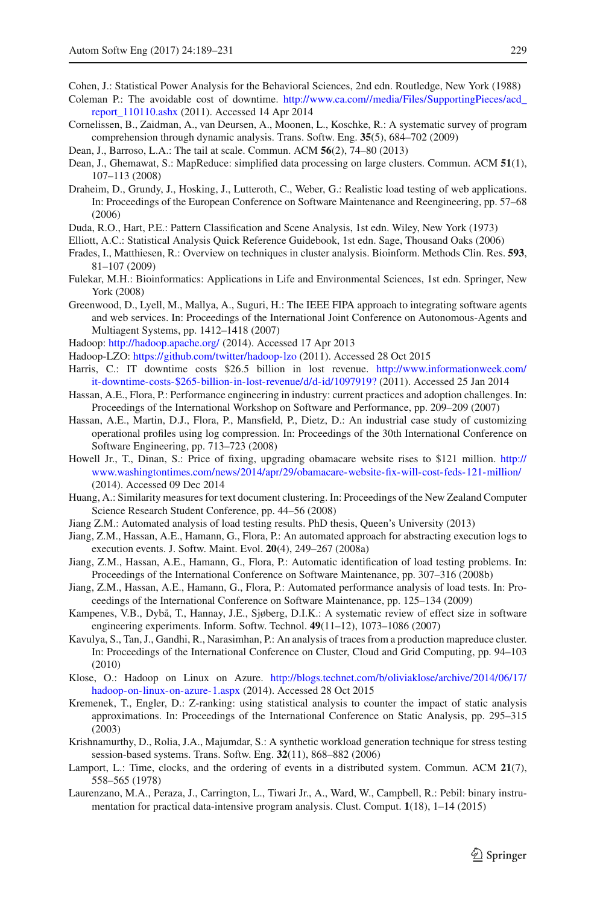Cohen, J.: Statistical Power Analysis for the Behavioral Sciences, 2nd edn. Routledge, New York (1988)

Coleman P.: The avoidable cost of downtime. http://www.ca.com//media/Files/SupportingPieces/acd_report_110110.ashx (2011). Accessed 14 Apr 2014

Cornelissen, B., Zaidman, A., van Deursen, A., Moonen, L., Koschke, R.: A systematic survey of program comprehension through dynamic analysis. Trans. Softw. Eng. **35**(5), 684–702 (2009)

Dean, J., Barroso, L.A.: The tail at scale. Commun. ACM **56**(2), 74–80 (2013)

Dean, J., Ghemawat, S.: MapReduce: simplified data processing on large clusters. Commun. ACM **51**(1), 107–113 (2008)

Draheim, D., Grundy, J., Hosking, J., Lutteroth, C., Weber, G.: Realistic load testing of web applications. In: Proceedings of the European Conference on Software Maintenance and Reengineering, pp. 57–68 (2006)

Duda, R.O., Hart, P.E.: Pattern Classification and Scene Analysis, 1st edn. Wiley, New York (1973)

Elliott, A.C.: Statistical Analysis Quick Reference Guidebook, 1st edn. Sage, Thousand Oaks (2006)

Frades, I., Matthiesen, R.: Overview on techniques in cluster analysis. Bioinform. Methods Clin. Res. **593**, 81–107 (2009)

Fulekar, M.H.: Bioinformatics: Applications in Life and Environmental Sciences, 1st edn. Springer, New York (2008)

Greenwood, D., Lyell, M., Mallya, A., Suguri, H.: The IEEE FIPA approach to integrating software agents and web services. In: Proceedings of the International Joint Conference on Autonomous-Agents and Multiagent Systems, pp. 1412–1418 (2007)

Hadoop: http://hadoop.apache.org/ (2014). Accessed 17 Apr 2013

Hadoop-LZO: https://github.com/twitter/hadoop-lzo (2011). Accessed 28 Oct 2015

Harris, C.: IT downtime costs $26.5 billion in lost revenue. http://www.informationweek.com/it-downtime-costs-$265-billion-in-lost-revenue/d/d-id/1097919? (2011). Accessed 25 Jan 2014

Hassan, A.E., Flora, P.: Performance engineering in industry: current practices and adoption challenges. In: Proceedings of the International Workshop on Software and Performance, pp. 209–209 (2007)

Hassan, A.E., Martin, D.J., Flora, P., Mansfield, P., Dietz, D.: An industrial case study of customizing operational profiles using log compression. In: Proceedings of the 30th International Conference on Software Engineering, pp. 713–723 (2008)

Howell Jr., T., Dinan, S.: Price of fixing, upgrading obamacare website rises to $121 million. http://www.washingtontimes.com/news/2014/apr/29/obamacare-website-fix-will-cost-feds-121-million/ (2014). Accessed 09 Dec 2014

Huang, A.: Similarity measures for text document clustering. In: Proceedings of the New Zealand Computer Science Research Student Conference, pp. 44–56 (2008)

Jiang Z.M.: Automated analysis of load testing results. PhD thesis, Queen's University (2013)

Jiang, Z.M., Hassan, A.E., Hamann, G., Flora, P.: An automated approach for abstracting execution logs to execution events. J. Softw. Maint. Evol. **20**(4), 249–267 (2008a)

Jiang, Z.M., Hassan, A.E., Hamann, G., Flora, P.: Automatic identification of load testing problems. In: Proceedings of the International Conference on Software Maintenance, pp. 307–316 (2008b)

Jiang, Z.M., Hassan, A.E., Hamann, G., Flora, P.: Automated performance analysis of load tests. In: Proceedings of the International Conference on Software Maintenance, pp. 125–134 (2009)

Kampenes, V.B., Dybå, T., Hannay, J.E., Sjøberg, D.I.K.: A systematic review of effect size in software engineering experiments. Inform. Softw. Technol. **49**(11–12), 1073–1086 (2007)

Kavulya, S., Tan, J., Gandhi, R., Narasimhan, P.: An analysis of traces from a production mapreduce cluster. In: Proceedings of the International Conference on Cluster, Cloud and Grid Computing, pp. 94–103 (2010)

Klose, O.: Hadoop on Linux on Azure. http://blogs.technet.com/b/oliviaklose/archive/2014/06/17/hadoop-on-linux-on-azure-1.aspx (2014). Accessed 28 Oct 2015

Kremenek, T., Engler, D.: Z-ranking: using statistical analysis to counter the impact of static analysis approximations. In: Proceedings of the International Conference on Static Analysis, pp. 295–315 (2003)

Krishnamurthy, D., Rolia, J.A., Majumdar, S.: A synthetic workload generation technique for stress testing session-based systems. Trans. Softw. Eng. **32**(11), 868–882 (2006)

Lamport, L.: Time, clocks, and the ordering of events in a distributed system. Commun. ACM **21**(7), 558–565 (1978)

Laurenzano, M.A., Peraza, J., Carrington, L., Tiwari Jr., A., Ward, W., Campbell, R.: Pebil: binary instrumentation for practical data-intensive program analysis. Clust. Comput. **1**(18), 1–14 (2015)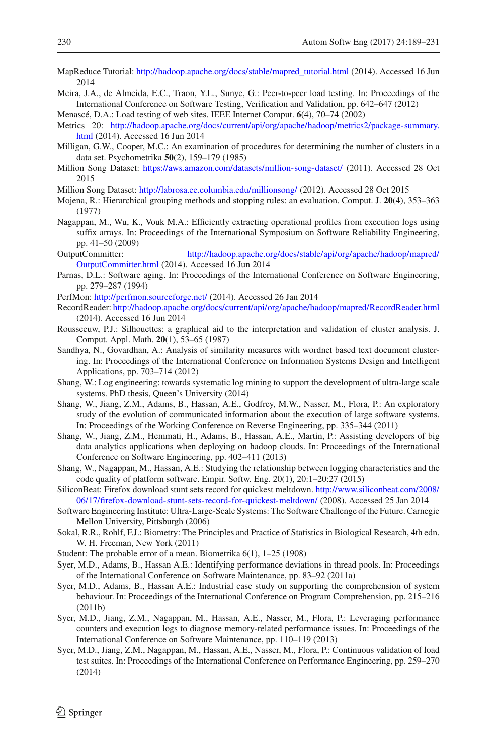MapReduce Tutorial: http://hadoop.apache.org/docs/stable/mapred_tutorial.html (2014). Accessed 16 Jun 2014

Meira, J.A., de Almeida, E.C., Traon, Y.L., Sunye, G.: Peer-to-peer load testing. In: Proceedings of the International Conference on Software Testing, Verification and Validation, pp. 642–647 (2012)

Menascé, D.A.: Load testing of web sites. IEEE Internet Comput. **6**(4), 70–74 (2002)

Metrics 20: http://hadoop.apache.org/docs/current/api/org/apache/hadoop/metrics2/package-summary.html (2014). Accessed 16 Jun 2014

Milligan, G.W., Cooper, M.C.: An examination of procedures for determining the number of clusters in a data set. Psychometrika **50**(2), 159–179 (1985)

Million Song Dataset: https://aws.amazon.com/datasets/million-song-dataset/ (2011). Accessed 28 Oct 2015

Million Song Dataset: http://labrosa.ee.columbia.edu/millionsong/ (2012). Accessed 28 Oct 2015

Mojena, R.: Hierarchical grouping methods and stopping rules: an evaluation. Comput. J. **20**(4), 353–363 (1977)

Nagappan, M., Wu, K., Vouk M.A.: Efficiently extracting operational profiles from execution logs using suffix arrays. In: Proceedings of the International Symposium on Software Reliability Engineering, pp. 41–50 (2009)

OutputCommitter: http://hadoop.apache.org/docs/stable/api/org/apache/hadoop/mapred/OutputCommitter.html (2014). Accessed 16 Jun 2014

Parnas, D.L.: Software aging. In: Proceedings of the International Conference on Software Engineering, pp. 279–287 (1994)

PerfMon: http://perfmon.sourceforge.net/ (2014). Accessed 26 Jan 2014

RecordReader: http://hadoop.apache.org/docs/current/api/org/apache/hadoop/mapred/RecordReader.html (2014). Accessed 16 Jun 2014

Rousseeuw, P.J.: Silhouettes: a graphical aid to the interpretation and validation of cluster analysis. J. Comput. Appl. Math. **20**(1), 53–65 (1987)

Sandhya, N., Govardhan, A.: Analysis of similarity measures with wordnet based text document clustering. In: Proceedings of the International Conference on Information Systems Design and Intelligent Applications, pp. 703–714 (2012)

Shang, W.: Log engineering: towards systematic log mining to support the development of ultra-large scale systems. PhD thesis, Queen's University (2014)

Shang, W., Jiang, Z.M., Adams, B., Hassan, A.E., Godfrey, M.W., Nasser, M., Flora, P.: An exploratory study of the evolution of communicated information about the execution of large software systems. In: Proceedings of the Working Conference on Reverse Engineering, pp. 335–344 (2011)

Shang, W., Jiang, Z.M., Hemmati, H., Adams, B., Hassan, A.E., Martin, P.: Assisting developers of big data analytics applications when deploying on hadoop clouds. In: Proceedings of the International Conference on Software Engineering, pp. 402–411 (2013)

Shang, W., Nagappan, M., Hassan, A.E.: Studying the relationship between logging characteristics and the code quality of platform software. Empir. Softw. Eng. 20(1), 20:1–20:27 (2015)

SiliconBeat: Firefox download stunt sets record for quickest meltdown. http://www.siliconbeat.com/2008/06/17/firefox-download-stunt-sets-record-for-quickest-meltdown/ (2008). Accessed 25 Jan 2014

Software Engineering Institute: Ultra-Large-Scale Systems: The Software Challenge of the Future. Carnegie Mellon University, Pittsburgh (2006)

Sokal, R.R., Rohlf, F.J.: Biometry: The Principles and Practice of Statistics in Biological Research, 4th edn. W. H. Freeman, New York (2011)

Student: The probable error of a mean. Biometrika 6(1), 1–25 (1908)

Syer, M.D., Adams, B., Hassan A.E.: Identifying performance deviations in thread pools. In: Proceedings of the International Conference on Software Maintenance, pp. 83–92 (2011a)

Syer, M.D., Adams, B., Hassan A.E.: Industrial case study on supporting the comprehension of system behaviour. In: Proceedings of the International Conference on Program Comprehension, pp. 215–216 (2011b)

Syer, M.D., Jiang, Z.M., Nagappan, M., Hassan, A.E., Nasser, M., Flora, P.: Leveraging performance counters and execution logs to diagnose memory-related performance issues. In: Proceedings of the International Conference on Software Maintenance, pp. 110–119 (2013)

Syer, M.D., Jiang, Z.M., Nagappan, M., Hassan, A.E., Nasser, M., Flora, P.: Continuous validation of load test suites. In: Proceedings of the International Conference on Performance Engineering, pp. 259–270 (2014)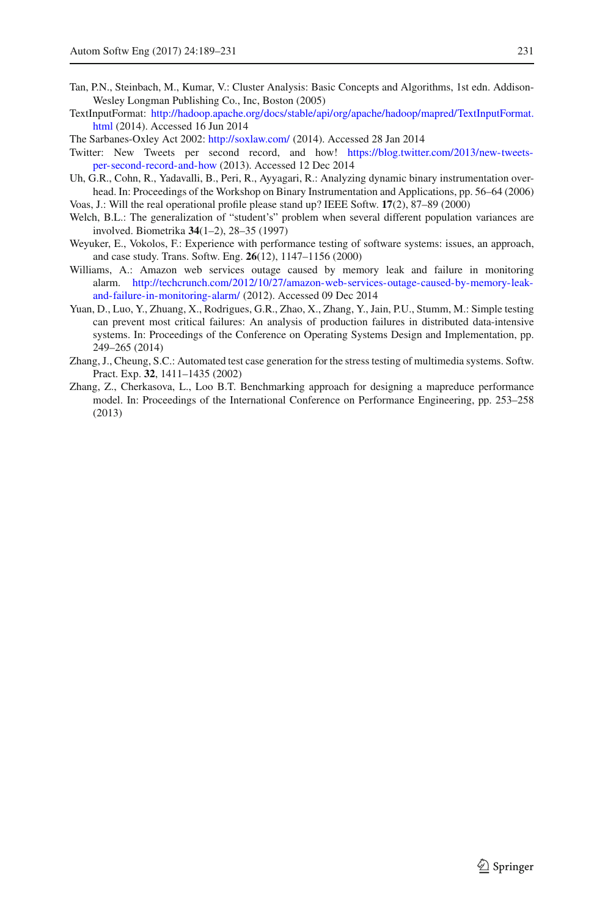Tan, P.N., Steinbach, M., Kumar, V.: Cluster Analysis: Basic Concepts and Algorithms, 1st edn. Addison-Wesley Longman Publishing Co., Inc, Boston (2005)

TextInputFormat: http://hadoop.apache.org/docs/stable/api/org/apache/hadoop/mapred/TextInputFormat.html (2014). Accessed 16 Jun 2014

The Sarbanes-Oxley Act 2002: http://soxlaw.com/ (2014). Accessed 28 Jan 2014

Twitter: New Tweets per second record, and how! https://blog.twitter.com/2013/new-tweets-per-second-record-and-how (2013). Accessed 12 Dec 2014

Uh, G.R., Cohn, R., Yadavalli, B., Peri, R., Ayyagari, R.: Analyzing dynamic binary instrumentation overhead. In: Proceedings of the Workshop on Binary Instrumentation and Applications, pp. 56–64 (2006)

Voas, J.: Will the real operational profile please stand up? IEEE Softw. **17**(2), 87–89 (2000)

Welch, B.L.: The generalization of "student's" problem when several different population variances are involved. Biometrika **34**(1–2), 28–35 (1997)

Weyuker, E., Vokolos, F.: Experience with performance testing of software systems: issues, an approach, and case study. Trans. Softw. Eng. **26**(12), 1147–1156 (2000)

Williams, A.: Amazon web services outage caused by memory leak and failure in monitoring alarm. http://techcrunch.com/2012/10/27/amazon-web-services-outage-caused-by-memory-leak-and-failure-in-monitoring-alarm/ (2012). Accessed 09 Dec 2014

Yuan, D., Luo, Y., Zhuang, X., Rodrigues, G.R., Zhao, X., Zhang, Y., Jain, P.U., Stumm, M.: Simple testing can prevent most critical failures: An analysis of production failures in distributed data-intensive systems. In: Proceedings of the Conference on Operating Systems Design and Implementation, pp. 249–265 (2014)

Zhang, J., Cheung, S.C.: Automated test case generation for the stress testing of multimedia systems. Softw. Pract. Exp. **32**, 1411–1435 (2002)

Zhang, Z., Cherkasova, L., Loo B.T. Benchmarking approach for designing a mapreduce performance model. In: Proceedings of the International Conference on Performance Engineering, pp. 253–258 (2013)